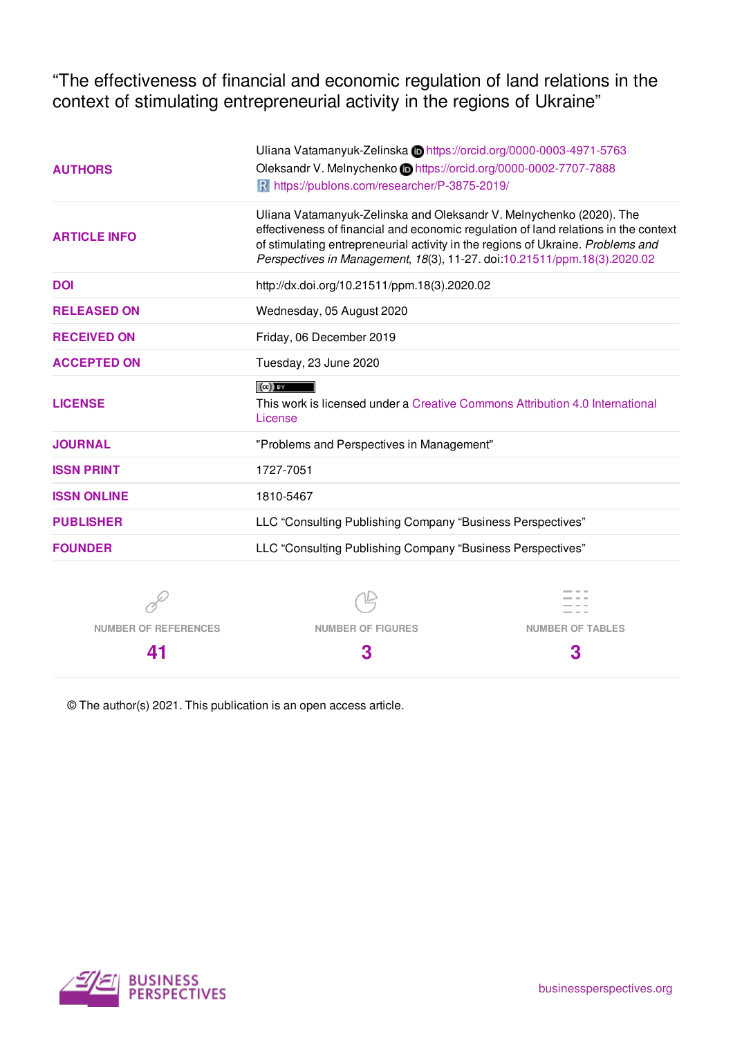# "The effectiveness of financial and economic regulation of land relations in the context of stimulating entrepreneurial activity in the regions of Ukraine"

| | |
|---|---|
| **AUTHORS** | Uliana Vatamanyuk-Zelinska https://orcid.org/0000-0003-4971-5763<br>Oleksandr V. Melnychenko https://orcid.org/0000-0002-7707-7888<br>https://publons.com/researcher/P-3875-2019/ |
| **ARTICLE INFO** | Uliana Vatamanyuk-Zelinska and Oleksandr V. Melnychenko (2020). The effectiveness of financial and economic regulation of land relations in the context of stimulating entrepreneurial activity in the regions of Ukraine. *Problems and Perspectives in Management*, *18*(3), 11-27. doi:10.21511/ppm.18(3).2020.02 |
| **DOI** | http://dx.doi.org/10.21511/ppm.18(3).2020.02 |
| **RELEASED ON** | Wednesday, 05 August 2020 |
| **RECEIVED ON** | Friday, 06 December 2019 |
| **ACCEPTED ON** | Tuesday, 23 June 2020 |
| **LICENSE** | This work is licensed under a Creative Commons Attribution 4.0 International License |
| **JOURNAL** | "Problems and Perspectives in Management" |
| **ISSN PRINT** | 1727-7051 |
| **ISSN ONLINE** | 1810-5467 |
| **PUBLISHER** | LLC "Consulting Publishing Company "Business Perspectives" |
| **FOUNDER** | LLC "Consulting Publishing Company "Business Perspectives" |

| NUMBER OF REFERENCES | NUMBER OF FIGURES | NUMBER OF TABLES |
|---|---|---|
| 41 | 3 | 3 |

© The author(s) 2021. This publication is an open access article.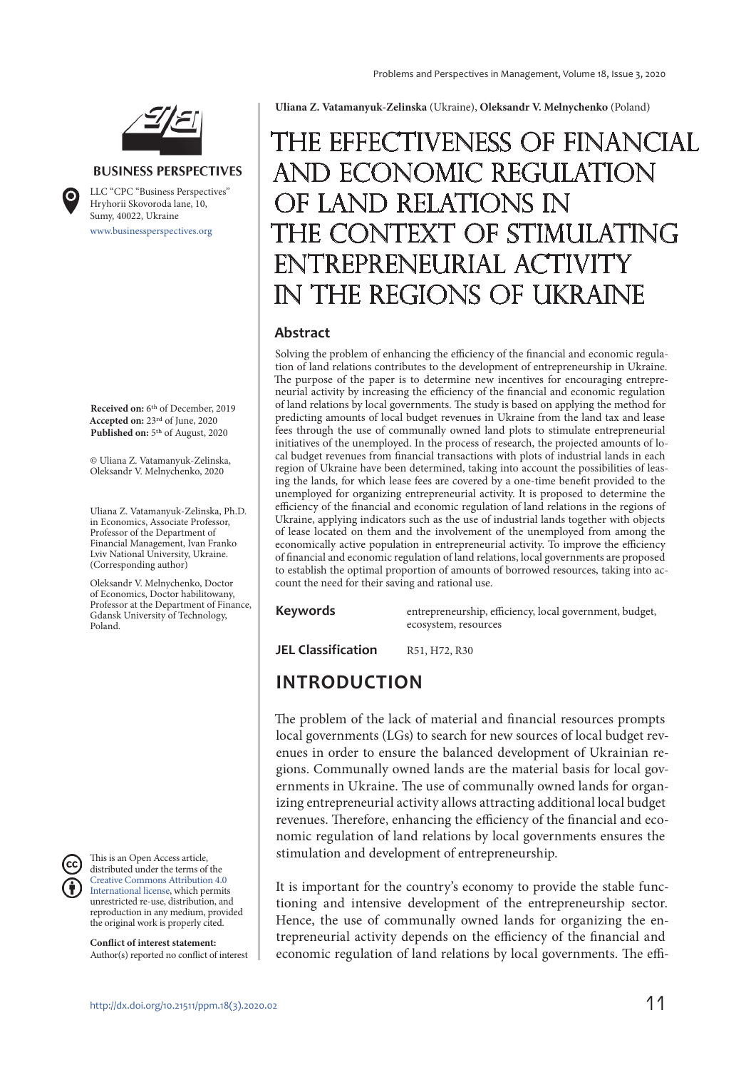Uliana Z. Vatamanyuk-Zelinska (Ukraine), Oleksandr V. Melnychenko (Poland)

# THE EFFECTIVENESS OF FINANCIAL AND ECONOMIC REGULATION OF LAND RELATIONS IN THE CONTEXT OF STIMULATING ENTREPRENEURIAL ACTIVITY IN THE REGIONS OF UKRAINE

**BUSINESS PERSPECTIVES**

LLC "CPC "Business Perspectives"
Hryhorii Skovoroda lane, 10, Sumy, 40022, Ukraine
www.businessperspectives.org

**Received on:** 6th of December, 2019
**Accepted on:** 23rd of June, 2020
**Published on:** 5th of August, 2020

© Uliana Z. Vatamanyuk-Zelinska, Oleksandr V. Melnychenko, 2020

Uliana Z. Vatamanyuk-Zelinska, Ph.D. in Economics, Associate Professor, Professor of the Department of Financial Management, Ivan Franko Lviv National University, Ukraine. (Corresponding author)

Oleksandr V. Melnychenko, Doctor of Economics, Doctor habilitowany, Professor at the Department of Finance, Gdansk University of Technology, Poland.

This is an Open Access article, distributed under the terms of the Creative Commons Attribution 4.0 International license, which permits unrestricted re-use, distribution, and reproduction in any medium, provided the original work is properly cited.

**Conflict of interest statement:**
Author(s) reported no conflict of interest

## Abstract

Solving the problem of enhancing the efficiency of the financial and economic regulation of land relations contributes to the development of entrepreneurship in Ukraine. The purpose of the paper is to determine new incentives for encouraging entrepreneurial activity by increasing the efficiency of the financial and economic regulation of land relations by local governments. The study is based on applying the method for predicting amounts of local budget revenues in Ukraine from the land tax and lease fees through the use of communally owned land plots to stimulate entrepreneurial initiatives of the unemployed. In the process of research, the projected amounts of local budget revenues from financial transactions with plots of industrial lands in each region of Ukraine have been determined, taking into account the possibilities of leasing the lands, for which lease fees are covered by a one-time benefit provided to the unemployed for organizing entrepreneurial activity. It is proposed to determine the efficiency of the financial and economic regulation of land relations in the regions of Ukraine, applying indicators such as the use of industrial lands together with objects of lease located on them and the involvement of the unemployed from among the economically active population in entrepreneurial activity. To improve the efficiency of financial and economic regulation of land relations, local governments are proposed to establish the optimal proportion of amounts of borrowed resources, taking into account the need for their saving and rational use.

**Keywords** entrepreneurship, efficiency, local government, budget, ecosystem, resources

**JEL Classification** R51, H72, R30

## INTRODUCTION

The problem of the lack of material and financial resources prompts local governments (LGs) to search for new sources of local budget revenues in order to ensure the balanced development of Ukrainian regions. Communally owned lands are the material basis for local governments in Ukraine. The use of communally owned lands for organizing entrepreneurial activity allows attracting additional local budget revenues. Therefore, enhancing the efficiency of the financial and economic regulation of land relations by local governments ensures the stimulation and development of entrepreneurship.

It is important for the country's economy to provide the stable functioning and intensive development of the entrepreneurship sector. Hence, the use of communally owned lands for organizing the entrepreneurial activity depends on the efficiency of the financial and economic regulation of land relations by local governments. The effi-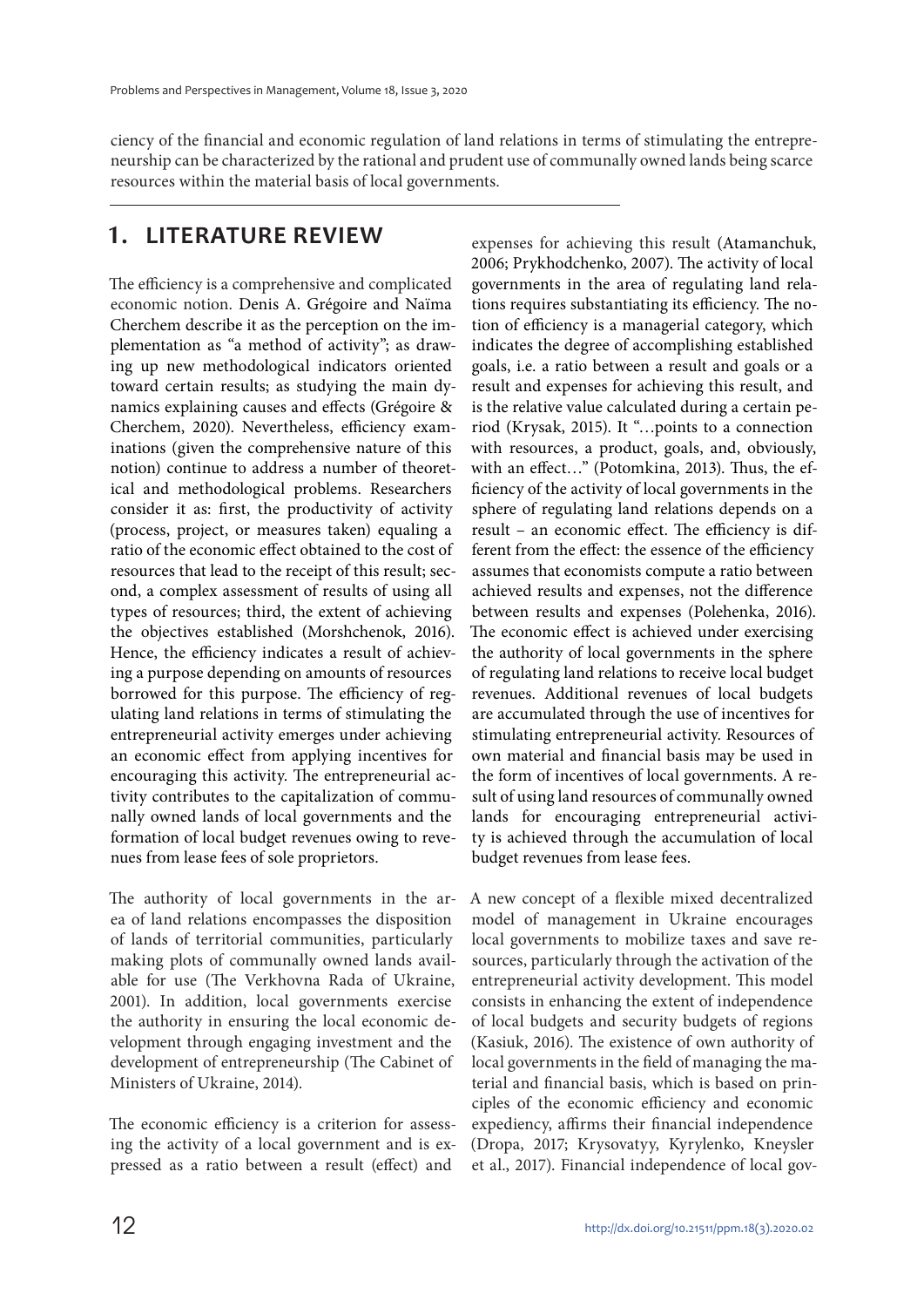ciency of the financial and economic regulation of land relations in terms of stimulating the entrepreneurship can be characterized by the rational and prudent use of communally owned lands being scarce resources within the material basis of local governments.

## 1. LITERATURE REVIEW

The efficiency is a comprehensive and complicated economic notion. Denis A. Grégoire and Naïma Cherchem describe it as the perception on the implementation as "a method of activity"; as drawing up new methodological indicators oriented toward certain results; as studying the main dynamics explaining causes and effects (Grégoire & Cherchem, 2020). Nevertheless, efficiency examinations (given the comprehensive nature of this notion) continue to address a number of theoretical and methodological problems. Researchers consider it as: first, the productivity of activity (process, project, or measures taken) equaling a ratio of the economic effect obtained to the cost of resources that lead to the receipt of this result; second, a complex assessment of results of using all types of resources; third, the extent of achieving the objectives established (Morshchenok, 2016). Hence, the efficiency indicates a result of achieving a purpose depending on amounts of resources borrowed for this purpose. The efficiency of regulating land relations in terms of stimulating the entrepreneurial activity emerges under achieving an economic effect from applying incentives for encouraging this activity. The entrepreneurial activity contributes to the capitalization of communally owned lands of local governments and the formation of local budget revenues owing to revenues from lease fees of sole proprietors.

The authority of local governments in the area of land relations encompasses the disposition of lands of territorial communities, particularly making plots of communally owned lands available for use (The Verkhovna Rada of Ukraine, 2001). In addition, local governments exercise the authority in ensuring the local economic development through engaging investment and the development of entrepreneurship (The Cabinet of Ministers of Ukraine, 2014).

The economic efficiency is a criterion for assessing the activity of a local government and is expressed as a ratio between a result (effect) and expenses for achieving this result (Atamanchuk, 2006; Prykhodchenko, 2007). The activity of local governments in the area of regulating land relations requires substantiating its efficiency. The notion of efficiency is a managerial category, which indicates the degree of accomplishing established goals, i.e. a ratio between a result and goals or a result and expenses for achieving this result, and is the relative value calculated during a certain period (Krysak, 2015). It "…points to a connection with resources, a product, goals, and, obviously, with an effect…" (Potomkina, 2013). Thus, the efficiency of the activity of local governments in the sphere of regulating land relations depends on a result – an economic effect. The efficiency is different from the effect: the essence of the efficiency assumes that economists compute a ratio between achieved results and expenses, not the difference between results and expenses (Polehenka, 2016). The economic effect is achieved under exercising the authority of local governments in the sphere of regulating land relations to receive local budget revenues. Additional revenues of local budgets are accumulated through the use of incentives for stimulating entrepreneurial activity. Resources of own material and financial basis may be used in the form of incentives of local governments. A result of using land resources of communally owned lands for encouraging entrepreneurial activity is achieved through the accumulation of local budget revenues from lease fees.

A new concept of a flexible mixed decentralized model of management in Ukraine encourages local governments to mobilize taxes and save resources, particularly through the activation of the entrepreneurial activity development. This model consists in enhancing the extent of independence of local budgets and security budgets of regions (Kasiuk, 2016). The existence of own authority of local governments in the field of managing the material and financial basis, which is based on principles of the economic efficiency and economic expediency, affirms their financial independence (Dropa, 2017; Krysovatyy, Kyrylenko, Kneysler et al., 2017). Financial independence of local gov-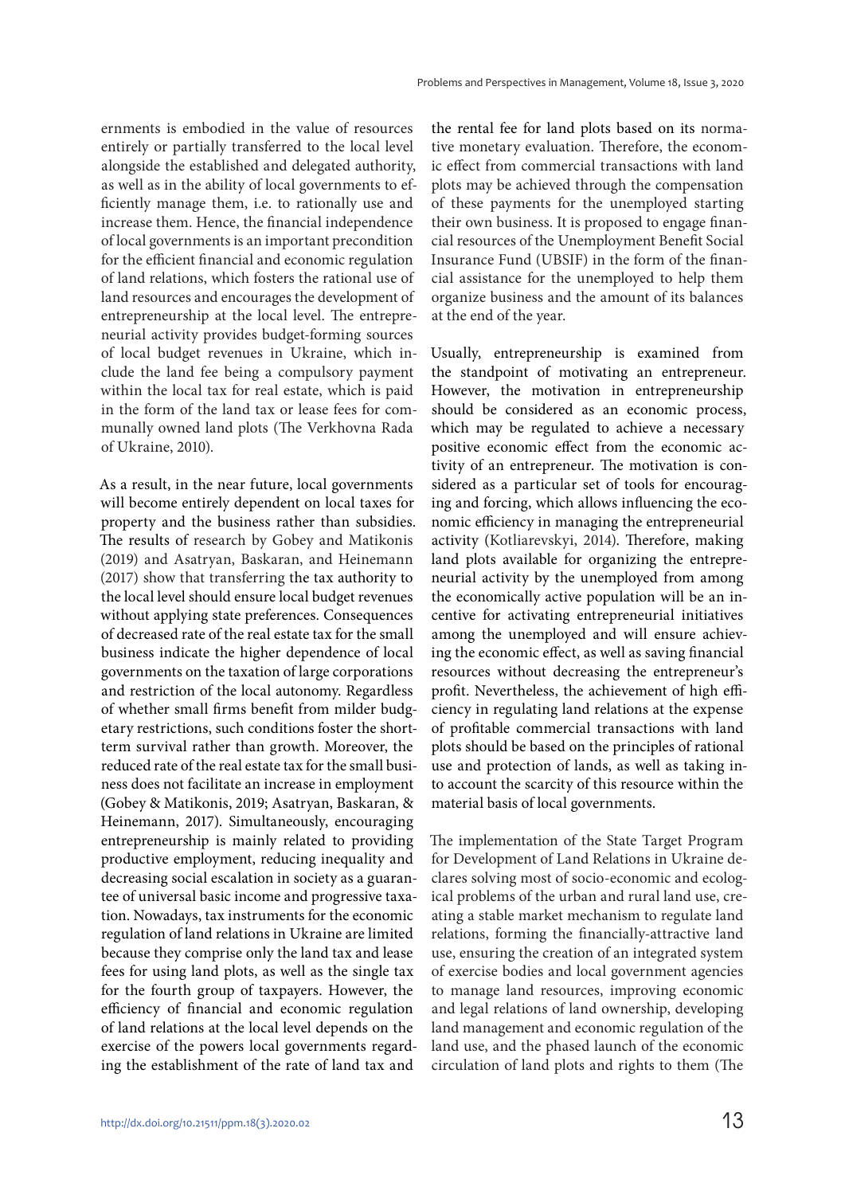ernments is embodied in the value of resources entirely or partially transferred to the local level alongside the established and delegated authority, as well as in the ability of local governments to efficiently manage them, i.e. to rationally use and increase them. Hence, the financial independence of local governments is an important precondition for the efficient financial and economic regulation of land relations, which fosters the rational use of land resources and encourages the development of entrepreneurship at the local level. The entrepreneurial activity provides budget-forming sources of local budget revenues in Ukraine, which include the land fee being a compulsory payment within the local tax for real estate, which is paid in the form of the land tax or lease fees for communally owned land plots (The Verkhovna Rada of Ukraine, 2010).

As a result, in the near future, local governments will become entirely dependent on local taxes for property and the business rather than subsidies. The results of research by Gobey and Matikonis (2019) and Asatryan, Baskaran, and Heinemann (2017) show that transferring the tax authority to the local level should ensure local budget revenues without applying state preferences. Consequences of decreased rate of the real estate tax for the small business indicate the higher dependence of local governments on the taxation of large corporations and restriction of the local autonomy. Regardless of whether small firms benefit from milder budgetary restrictions, such conditions foster the short-term survival rather than growth. Moreover, the reduced rate of the real estate tax for the small business does not facilitate an increase in employment (Gobey & Matikonis, 2019; Asatryan, Baskaran, & Heinemann, 2017). Simultaneously, encouraging entrepreneurship is mainly related to providing productive employment, reducing inequality and decreasing social escalation in society as a guarantee of universal basic income and progressive taxation. Nowadays, tax instruments for the economic regulation of land relations in Ukraine are limited because they comprise only the land tax and lease fees for using land plots, as well as the single tax for the fourth group of taxpayers. However, the efficiency of financial and economic regulation of land relations at the local level depends on the exercise of the powers local governments regarding the establishment of the rate of land tax and the rental fee for land plots based on its normative monetary evaluation. Therefore, the economic effect from commercial transactions with land plots may be achieved through the compensation of these payments for the unemployed starting their own business. It is proposed to engage financial resources of the Unemployment Benefit Social Insurance Fund (UBSIF) in the form of the financial assistance for the unemployed to help them organize business and the amount of its balances at the end of the year.

Usually, entrepreneurship is examined from the standpoint of motivating an entrepreneur. However, the motivation in entrepreneurship should be considered as an economic process, which may be regulated to achieve a necessary positive economic effect from the economic activity of an entrepreneur. The motivation is considered as a particular set of tools for encouraging and forcing, which allows influencing the economic efficiency in managing the entrepreneurial activity (Kotliarevskyi, 2014). Therefore, making land plots available for organizing the entrepreneurial activity by the unemployed from among the economically active population will be an incentive for activating entrepreneurial initiatives among the unemployed and will ensure achieving the economic effect, as well as saving financial resources without decreasing the entrepreneur's profit. Nevertheless, the achievement of high efficiency in regulating land relations at the expense of profitable commercial transactions with land plots should be based on the principles of rational use and protection of lands, as well as taking into account the scarcity of this resource within the material basis of local governments.

The implementation of the State Target Program for Development of Land Relations in Ukraine declares solving most of socio-economic and ecological problems of the urban and rural land use, creating a stable market mechanism to regulate land relations, forming the financially-attractive land use, ensuring the creation of an integrated system of exercise bodies and local government agencies to manage land resources, improving economic and legal relations of land ownership, developing land management and economic regulation of the land use, and the phased launch of the economic circulation of land plots and rights to them (The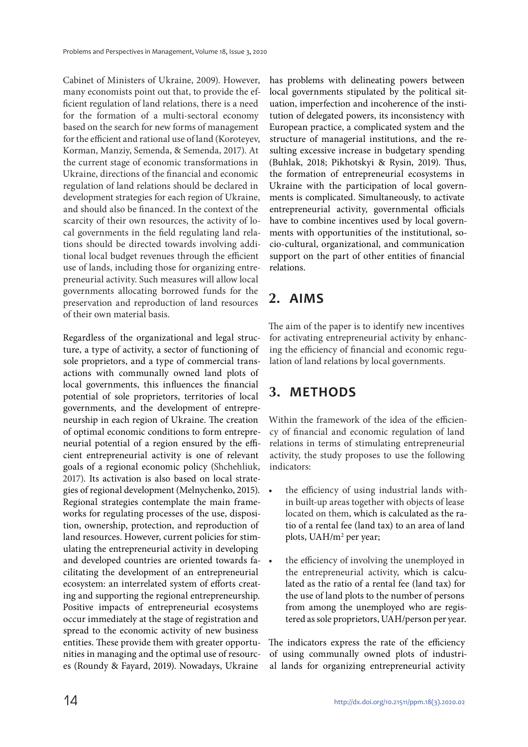Cabinet of Ministers of Ukraine, 2009). However, many economists point out that, to provide the efficient regulation of land relations, there is a need for the formation of a multi-sectoral economy based on the search for new forms of management for the efficient and rational use of land (Koroteyev, Korman, Manziy, Semenda, & Semenda, 2017). At the current stage of economic transformations in Ukraine, directions of the financial and economic regulation of land relations should be declared in development strategies for each region of Ukraine, and should also be financed. In the context of the scarcity of their own resources, the activity of local governments in the field regulating land relations should be directed towards involving additional local budget revenues through the efficient use of lands, including those for organizing entrepreneurial activity. Such measures will allow local governments allocating borrowed funds for the preservation and reproduction of land resources of their own material basis.

Regardless of the organizational and legal structure, a type of activity, a sector of functioning of sole proprietors, and a type of commercial transactions with communally owned land plots of local governments, this influences the financial potential of sole proprietors, territories of local governments, and the development of entrepreneurship in each region of Ukraine. The creation of optimal economic conditions to form entrepreneurial potential of a region ensured by the efficient entrepreneurial activity is one of relevant goals of a regional economic policy (Shchehliuk, 2017). Its activation is also based on local strategies of regional development (Melnychenko, 2015). Regional strategies contemplate the main frameworks for regulating processes of the use, disposition, ownership, protection, and reproduction of land resources. However, current policies for stimulating the entrepreneurial activity in developing and developed countries are oriented towards facilitating the development of an entrepreneurial ecosystem: an interrelated system of efforts creating and supporting the regional entrepreneurship. Positive impacts of entrepreneurial ecosystems occur immediately at the stage of registration and spread to the economic activity of new business entities. These provide them with greater opportunities in managing and the optimal use of resources (Roundy & Fayard, 2019). Nowadays, Ukraine has problems with delineating powers between local governments stipulated by the political situation, imperfection and incoherence of the institution of delegated powers, its inconsistency with European practice, a complicated system and the structure of managerial institutions, and the resulting excessive increase in budgetary spending (Buhlak, 2018; Pikhotskyi & Rysin, 2019). Thus, the formation of entrepreneurial ecosystems in Ukraine with the participation of local governments is complicated. Simultaneously, to activate entrepreneurial activity, governmental officials have to combine incentives used by local governments with opportunities of the institutional, socio-cultural, organizational, and communication support on the part of other entities of financial relations.

## 2. AIMS

The aim of the paper is to identify new incentives for activating entrepreneurial activity by enhancing the efficiency of financial and economic regulation of land relations by local governments.

## 3. METHODS

Within the framework of the idea of the efficiency of financial and economic regulation of land relations in terms of stimulating entrepreneurial activity, the study proposes to use the following indicators:

- the efficiency of using industrial lands within built-up areas together with objects of lease located on them, which is calculated as the ratio of a rental fee (land tax) to an area of land plots, UAH/m$^2$ per year;
- the efficiency of involving the unemployed in the entrepreneurial activity, which is calculated as the ratio of a rental fee (land tax) for the use of land plots to the number of persons from among the unemployed who are registered as sole proprietors, UAH/person per year.

The indicators express the rate of the efficiency of using communally owned plots of industrial lands for organizing entrepreneurial activity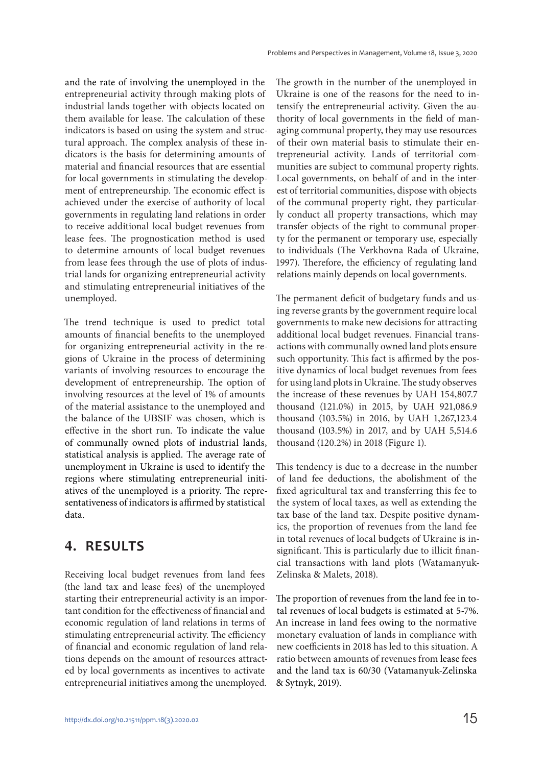and the rate of involving the unemployed in the entrepreneurial activity through making plots of industrial lands together with objects located on them available for lease. The calculation of these indicators is based on using the system and structural approach. The complex analysis of these indicators is the basis for determining amounts of material and financial resources that are essential for local governments in stimulating the development of entrepreneurship. The economic effect is achieved under the exercise of authority of local governments in regulating land relations in order to receive additional local budget revenues from lease fees. The prognostication method is used to determine amounts of local budget revenues from lease fees through the use of plots of industrial lands for organizing entrepreneurial activity and stimulating entrepreneurial initiatives of the unemployed.

The trend technique is used to predict total amounts of financial benefits to the unemployed for organizing entrepreneurial activity in the regions of Ukraine in the process of determining variants of involving resources to encourage the development of entrepreneurship. The option of involving resources at the level of 1% of amounts of the material assistance to the unemployed and the balance of the UBSIF was chosen, which is effective in the short run. To indicate the value of communally owned plots of industrial lands, statistical analysis is applied. The average rate of unemployment in Ukraine is used to identify the regions where stimulating entrepreneurial initiatives of the unemployed is a priority. The representativeness of indicators is affirmed by statistical data.

## 4. RESULTS

Receiving local budget revenues from land fees (the land tax and lease fees) of the unemployed starting their entrepreneurial activity is an important condition for the effectiveness of financial and economic regulation of land relations in terms of stimulating entrepreneurial activity. The efficiency of financial and economic regulation of land relations depends on the amount of resources attracted by local governments as incentives to activate entrepreneurial initiatives among the unemployed.

The growth in the number of the unemployed in Ukraine is one of the reasons for the need to intensify the entrepreneurial activity. Given the authority of local governments in the field of managing communal property, they may use resources of their own material basis to stimulate their entrepreneurial activity. Lands of territorial communities are subject to communal property rights. Local governments, on behalf of and in the interest of territorial communities, dispose with objects of the communal property right, they particularly conduct all property transactions, which may transfer objects of the right to communal property for the permanent or temporary use, especially to individuals (The Verkhovna Rada of Ukraine, 1997). Therefore, the efficiency of regulating land relations mainly depends on local governments.

The permanent deficit of budgetary funds and using reverse grants by the government require local governments to make new decisions for attracting additional local budget revenues. Financial transactions with communally owned land plots ensure such opportunity. This fact is affirmed by the positive dynamics of local budget revenues from fees for using land plots in Ukraine. The study observes the increase of these revenues by UAH 154,807.7 thousand (121.0%) in 2015, by UAH 921,086.9 thousand (103.5%) in 2016, by UAH 1,267,123.4 thousand (103.5%) in 2017, and by UAH 5,514.6 thousand (120.2%) in 2018 (Figure 1).

This tendency is due to a decrease in the number of land fee deductions, the abolishment of the fixed agricultural tax and transferring this fee to the system of local taxes, as well as extending the tax base of the land tax. Despite positive dynamics, the proportion of revenues from the land fee in total revenues of local budgets of Ukraine is insignificant. This is particularly due to illicit financial transactions with land plots (Watamanyuk-Zelinska & Malets, 2018).

The proportion of revenues from the land fee in total revenues of local budgets is estimated at 5-7%. An increase in land fees owing to the normative monetary evaluation of lands in compliance with new coefficients in 2018 has led to this situation. A ratio between amounts of revenues from lease fees and the land tax is 60/30 (Vatamanyuk-Zelinska & Sytnyk, 2019).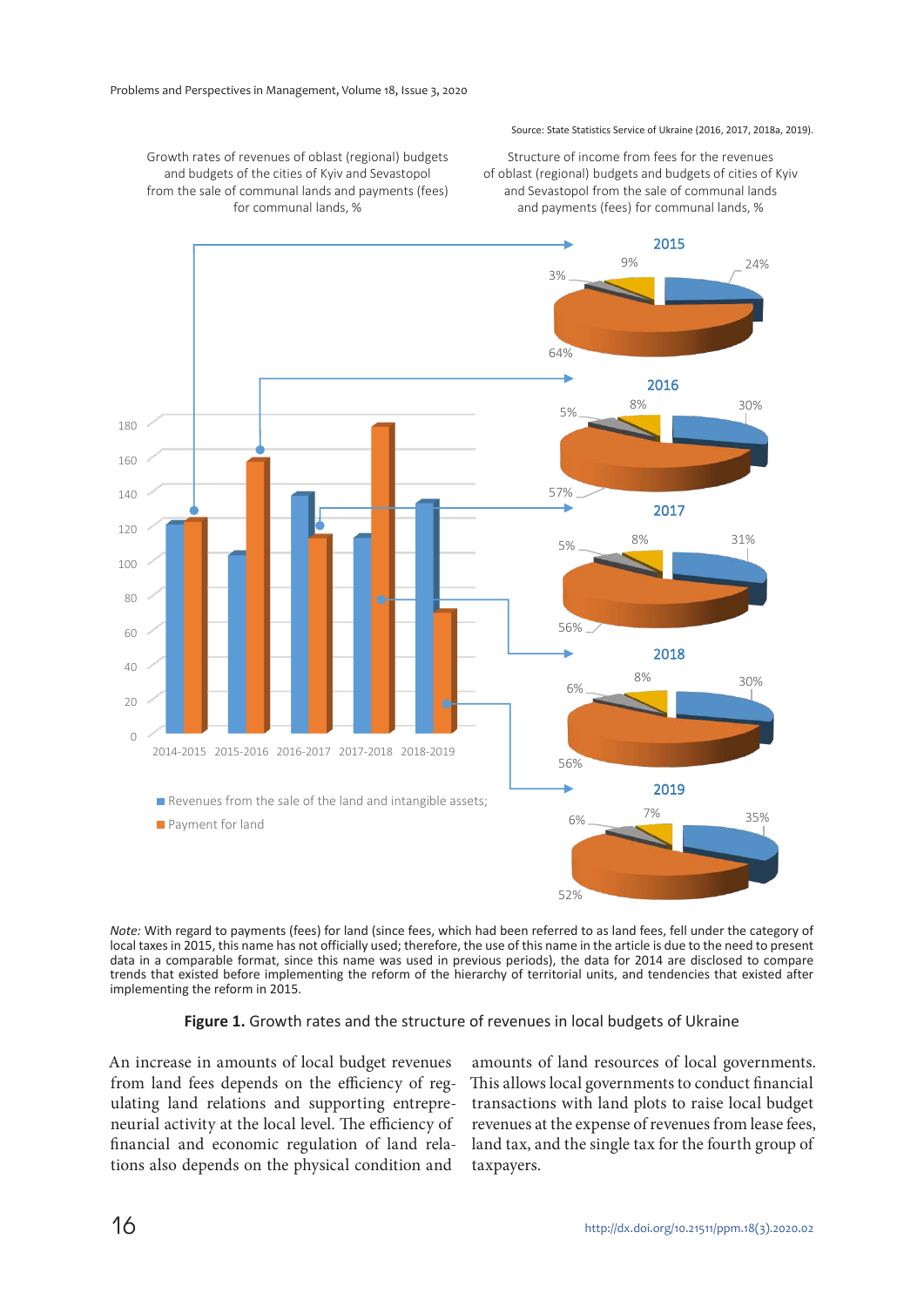Source: State Statistics Service of Ukraine (2016, 2017, 2018a, 2019).

Growth rates of revenues of oblast (regional) budgets and budgets of the cities of Kyiv and Sevastopol from the sale of communal lands and payments (fees) for communal lands, %

Structure of income from fees for the revenues of oblast (regional) budgets and budgets of cities of Kyiv and Sevastopol from the sale of communal lands and payments (fees) for communal lands, %

Revenues from the sale of the land and intangible assets;

Payment for land

*Note:* With regard to payments (fees) for land (since fees, which had been referred to as land fees, fell under the category of local taxes in 2015, this name has not officially used; therefore, the use of this name in the article is due to the need to present data in a comparable format, since this name was used in previous periods), the data for 2014 are disclosed to compare trends that existed before implementing the reform of the hierarchy of territorial units, and tendencies that existed after implementing the reform in 2015.

**Figure 1.** Growth rates and the structure of revenues in local budgets of Ukraine

An increase in amounts of local budget revenues from land fees depends on the efficiency of regulating land relations and supporting entrepreneurial activity at the local level. The efficiency of financial and economic regulation of land relations also depends on the physical condition and amounts of land resources of local governments. This allows local governments to conduct financial transactions with land plots to raise local budget revenues at the expense of revenues from lease fees, land tax, and the single tax for the fourth group of taxpayers.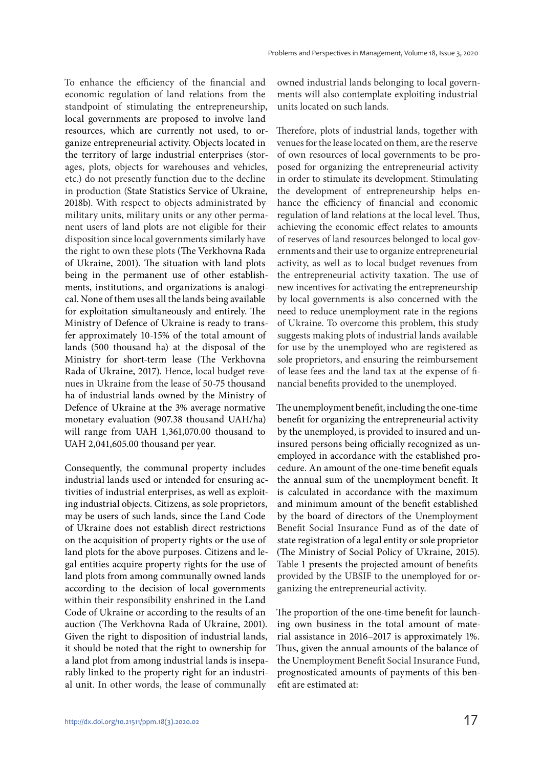To enhance the efficiency of the financial and economic regulation of land relations from the standpoint of stimulating the entrepreneurship, local governments are proposed to involve land resources, which are currently not used, to organize entrepreneurial activity. Objects located in the territory of large industrial enterprises (storages, plots, objects for warehouses and vehicles, etc.) do not presently function due to the decline in production (State Statistics Service of Ukraine, 2018b). With respect to objects administrated by military units, military units or any other permanent users of land plots are not eligible for their disposition since local governments similarly have the right to own these plots (The Verkhovna Rada of Ukraine, 2001). The situation with land plots being in the permanent use of other establishments, institutions, and organizations is analogical. None of them uses all the lands being available for exploitation simultaneously and entirely. The Ministry of Defence of Ukraine is ready to transfer approximately 10-15% of the total amount of lands (500 thousand ha) at the disposal of the Ministry for short-term lease (The Verkhovna Rada of Ukraine, 2017). Hence, local budget revenues in Ukraine from the lease of 50-75 thousand ha of industrial lands owned by the Ministry of Defence of Ukraine at the 3% average normative monetary evaluation (907.38 thousand UAH/ha) will range from UAH 1,361,070.00 thousand to UAH 2,041,605.00 thousand per year.

Consequently, the communal property includes industrial lands used or intended for ensuring activities of industrial enterprises, as well as exploiting industrial objects. Citizens, as sole proprietors, may be users of such lands, since the Land Code of Ukraine does not establish direct restrictions on the acquisition of property rights or the use of land plots for the above purposes. Citizens and legal entities acquire property rights for the use of land plots from among communally owned lands according to the decision of local governments within their responsibility enshrined in the Land Code of Ukraine or according to the results of an auction (The Verkhovna Rada of Ukraine, 2001). Given the right to disposition of industrial lands, it should be noted that the right to ownership for a land plot from among industrial lands is inseparably linked to the property right for an industrial unit. In other words, the lease of communally owned industrial lands belonging to local governments will also contemplate exploiting industrial units located on such lands.

Therefore, plots of industrial lands, together with venues for the lease located on them, are the reserve of own resources of local governments to be proposed for organizing the entrepreneurial activity in order to stimulate its development. Stimulating the development of entrepreneurship helps enhance the efficiency of financial and economic regulation of land relations at the local level. Thus, achieving the economic effect relates to amounts of reserves of land resources belonged to local governments and their use to organize entrepreneurial activity, as well as to local budget revenues from the entrepreneurial activity taxation. The use of new incentives for activating the entrepreneurship by local governments is also concerned with the need to reduce unemployment rate in the regions of Ukraine. To overcome this problem, this study suggests making plots of industrial lands available for use by the unemployed who are registered as sole proprietors, and ensuring the reimbursement of lease fees and the land tax at the expense of financial benefits provided to the unemployed.

The unemployment benefit, including the one-time benefit for organizing the entrepreneurial activity by the unemployed, is provided to insured and uninsured persons being officially recognized as unemployed in accordance with the established procedure. An amount of the one-time benefit equals the annual sum of the unemployment benefit. It is calculated in accordance with the maximum and minimum amount of the benefit established by the board of directors of the Unemployment Benefit Social Insurance Fund as of the date of state registration of a legal entity or sole proprietor (The Ministry of Social Policy of Ukraine, 2015). Table 1 presents the projected amount of benefits provided by the UBSIF to the unemployed for organizing the entrepreneurial activity.

The proportion of the one-time benefit for launching own business in the total amount of material assistance in 2016–2017 is approximately 1%. Thus, given the annual amounts of the balance of the Unemployment Benefit Social Insurance Fund, prognosticated amounts of payments of this benefit are estimated at: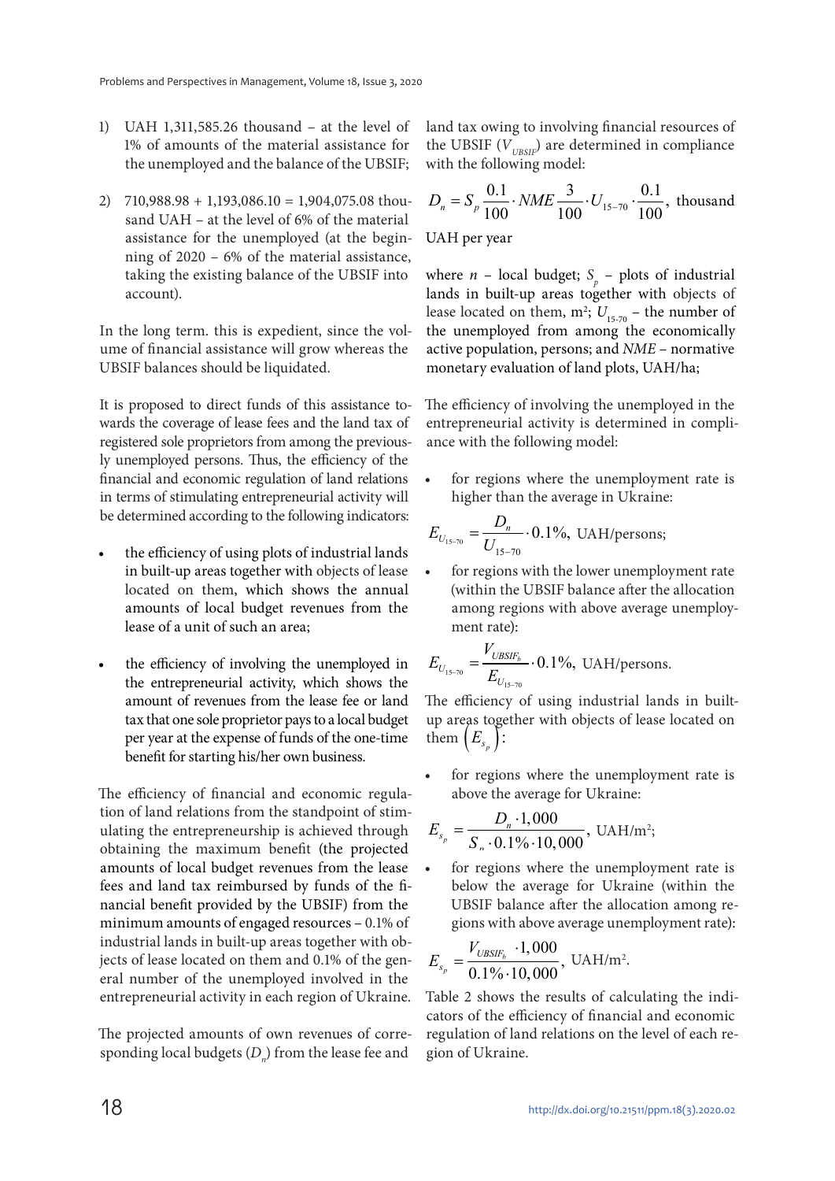1) UAH 1,311,585.26 thousand – at the level of 1% of amounts of the material assistance for the unemployed and the balance of the UBSIF;

2) 710,988.98 + 1,193,086.10 = 1,904,075.08 thousand UAH – at the level of 6% of the material assistance for the unemployed (at the beginning of 2020 – 6% of the material assistance, taking the existing balance of the UBSIF into account).

In the long term. this is expedient, since the volume of financial assistance will grow whereas the UBSIF balances should be liquidated.

It is proposed to direct funds of this assistance towards the coverage of lease fees and the land tax of registered sole proprietors from among the previously unemployed persons. Thus, the efficiency of the financial and economic regulation of land relations in terms of stimulating entrepreneurial activity will be determined according to the following indicators:

- the efficiency of using plots of industrial lands in built-up areas together with objects of lease located on them, which shows the annual amounts of local budget revenues from the lease of a unit of such an area;
- the efficiency of involving the unemployed in the entrepreneurial activity, which shows the amount of revenues from the lease fee or land tax that one sole proprietor pays to a local budget per year at the expense of funds of the one-time benefit for starting his/her own business.

The efficiency of financial and economic regulation of land relations from the standpoint of stimulating the entrepreneurship is achieved through obtaining the maximum benefit (the projected amounts of local budget revenues from the lease fees and land tax reimbursed by funds of the financial benefit provided by the UBSIF) from the minimum amounts of engaged resources – 0.1% of industrial lands in built-up areas together with objects of lease located on them and 0.1% of the general number of the unemployed involved in the entrepreneurial activity in each region of Ukraine.

The projected amounts of own revenues of corresponding local budgets ($D_n$) from the lease fee and land tax owing to involving financial resources of the UBSIF ($V_{UBSIF}$) are determined in compliance with the following model:

$$D_n = S_p \frac{0.1}{100} \cdot NME \frac{3}{100} \cdot U_{15-70} \cdot \frac{0.1}{100}, \text{ thousand UAH per year}$$

where $n$ – local budget; $S_p$ – plots of industrial lands in built-up areas together with objects of lease located on them, m²; $U_{15\text{-}70}$ – the number of the unemployed from among the economically active population, persons; and *NME* – normative monetary evaluation of land plots, UAH/ha;

The efficiency of involving the unemployed in the entrepreneurial activity is determined in compliance with the following model:

- for regions where the unemployment rate is higher than the average in Ukraine:

$$E_{U_{15-70}} = \frac{D_n}{U_{15-70}} \cdot 0.1\%, \text{ UAH/persons;}$$

- for regions with the lower unemployment rate (within the UBSIF balance after the allocation among regions with above average unemployment rate):

$$E_{U_{15-70}} = \frac{V_{UBSIF_b}}{E_{U_{15-70}}} \cdot 0.1\%, \text{ UAH/persons.}$$

The efficiency of using industrial lands in built-up areas together with objects of lease located on them $\left(E_{s_p}\right)$:

- for regions where the unemployment rate is above the average for Ukraine:

$$E_{s_p} = \frac{D_n \cdot 1{,}000}{S_n \cdot 0.1\% \cdot 10{,}000}, \text{ UAH/m}^2;$$

- for regions where the unemployment rate is below the average for Ukraine (within the UBSIF balance after the allocation among regions with above average unemployment rate):

$$E_{s_p} = \frac{V_{UBSIF_b} \cdot 1{,}000}{0.1\% \cdot 10{,}000}, \text{ UAH/m}^2.$$

Table 2 shows the results of calculating the indicators of the efficiency of financial and economic regulation of land relations on the level of each region of Ukraine.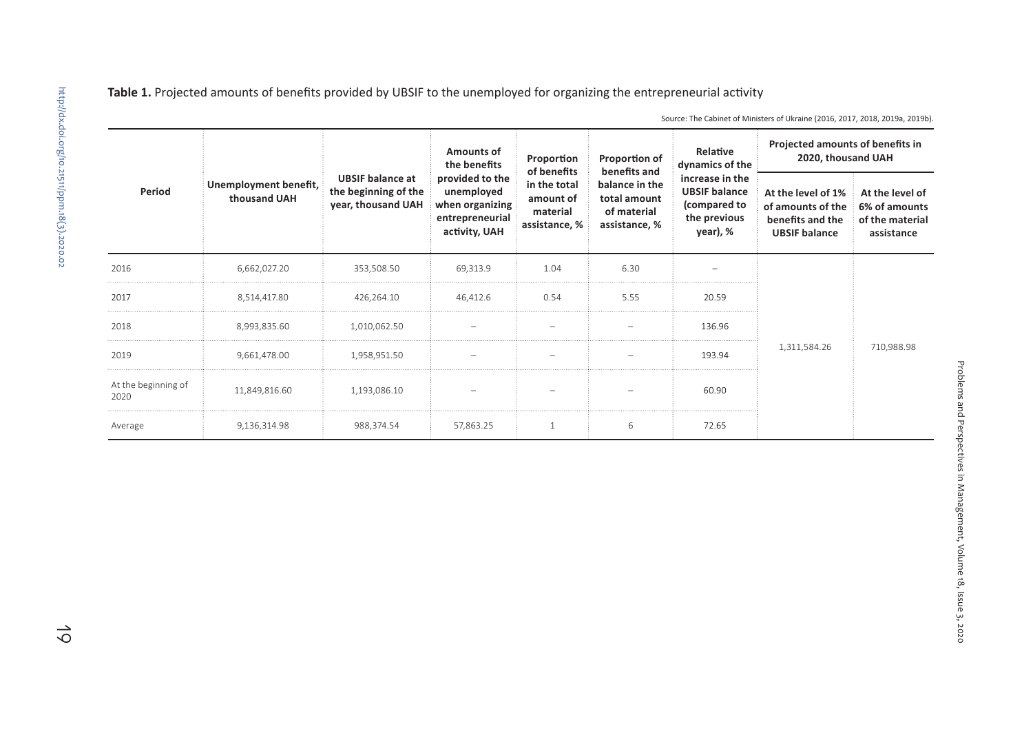**Table 1.** Projected amounts of benefits provided by UBSIF to the unemployed for organizing the entrepreneurial activity

Source: The Cabinet of Ministers of Ukraine (2016, 2017, 2018, 2019a, 2019b).

| Period | Unemployment benefit, thousand UAH | UBSIF balance at the beginning of the year, thousand UAH | Amounts of the benefits provided to the unemployed when organizing entrepreneurial activity, UAH | Proportion of benefits in the total amount of material assistance, % | Proportion of benefits and balance in the total amount of material assistance, % | Relative dynamics of the increase in the UBSIF balance (compared to the previous year), % | Projected amounts of benefits in 2020, thousand UAH | |
|---|---|---|---|---|---|---|---|---|
| | | | | | | | At the level of 1% of amounts of the benefits and the UBSIF balance | At the level of 6% of amounts of the material assistance |
| 2016 | 6,662,027.20 | 353,508.50 | 69,313.9 | 1.04 | 6.30 | – | 1,311,584.26 | 710,988.98 |
| 2017 | 8,514,417.80 | 426,264.10 | 46,412.6 | 0.54 | 5.55 | 20.59 | | |
| 2018 | 8,993,835.60 | 1,010,062.50 | – | – | – | 136.96 | | |
| 2019 | 9,661,478.00 | 1,958,951.50 | – | – | – | 193.94 | | |
| At the beginning of 2020 | 11,849,816.60 | 1,193,086.10 | – | – | – | 60.90 | | |
| Average | 9,136,314.98 | 988,374.54 | 57,863.25 | 1 | 6 | 72.65 | | |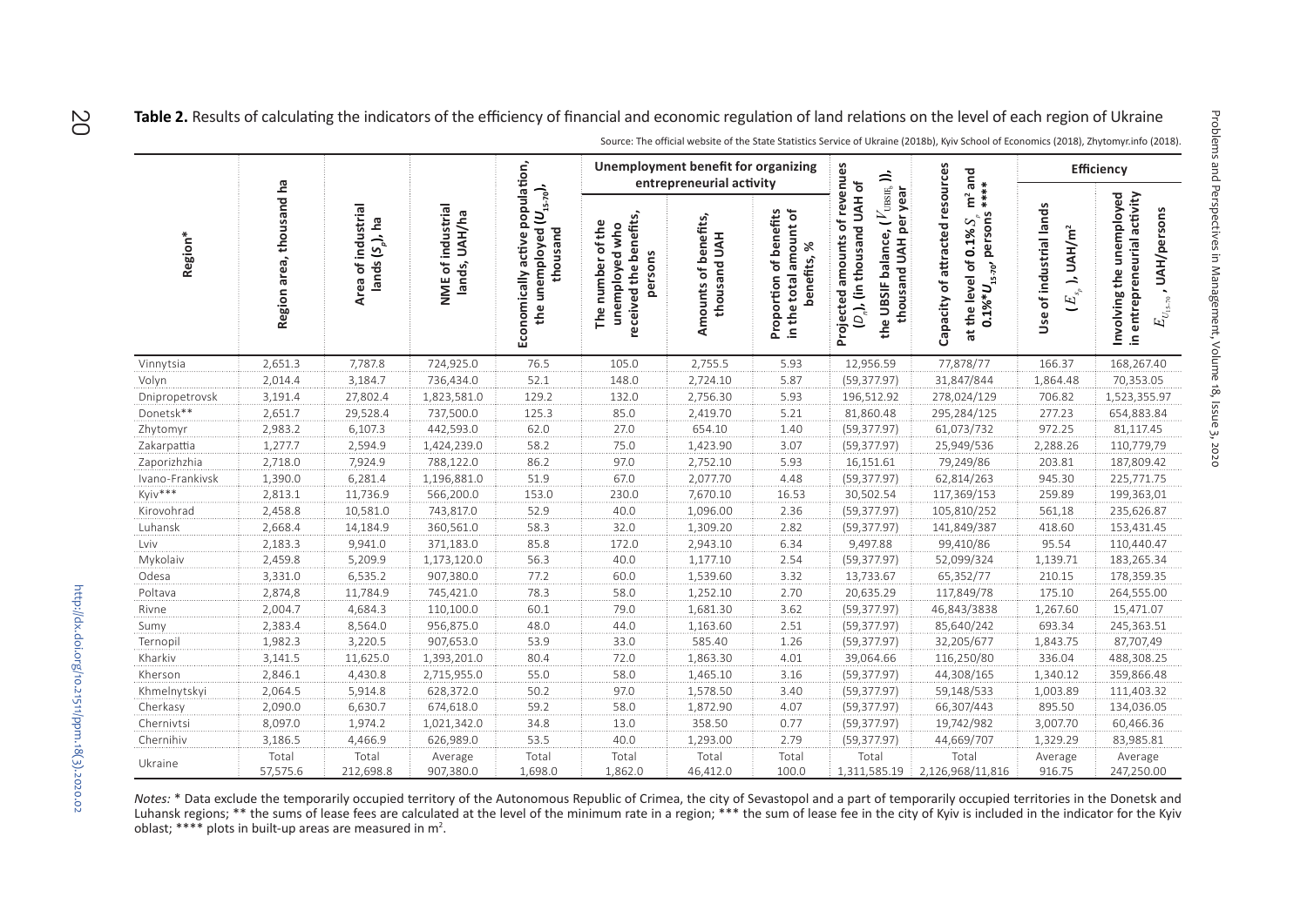**Table 2.** Results of calculating the indicators of the efficiency of financial and economic regulation of land relations on the level of each region of Ukraine

Source: The official website of the State Statistics Service of Ukraine (2018b), Kyiv School of Economics (2018), Zhytomyr.info (2018).

| Region* | Region area, thousand ha | Area of industrial lands ($S_p$), ha | NME of industrial lands, UAH/ha | Economically active population, the unemployed ($U_{15-70}$), thousand | Unemployment benefit for organizing entrepreneurial activity | | | Projected amounts of revenues ($D_p$), (in thousand UAH of the UBSIF balance, ($V_{UBSIF_i}$)), thousand UAH per year | Capacity of attracted resources at the level of 0.1% $S_p$ m² and 0.1%*$U_{15-70}$, persons **** | Efficiency | |
|---|---|---|---|---|---|---|---|---|---|---|---|
| | | | | | The number of the unemployed who received the benefits, persons | Amounts of benefits, thousand UAH | Proportion of benefits in the total amount of benefits, % | | | Use of industrial lands ($E_{S_p}$), UAH/m² | Involving the unemployed in entrepreneurial activity $E_{U_{15-70}}$, UAH/persons |
| Vinnytsia | 2,651.3 | 7,787.8 | 724,925.0 | 76.5 | 105.0 | 2,755.5 | 5.93 | 12,956.59 | 77,878/77 | 166.37 | 168,267.40 |
| Volyn | 2,014.4 | 3,184.7 | 736,434.0 | 52.1 | 148.0 | 2,724.10 | 5.87 | (59,377.97) | 31,847/844 | 1,864.48 | 70,353.05 |
| Dnipropetrovsk | 3,191.4 | 27,802.4 | 1,823,581.0 | 129.2 | 132.0 | 2,756.30 | 5.93 | 196,512.92 | 278,024/129 | 706.82 | 1,523,355.97 |
| Donetsk** | 2,651.7 | 29,528.4 | 737,500.0 | 125.3 | 85.0 | 2,419.70 | 5.21 | 81,860.48 | 295,284/125 | 277.23 | 654,883.84 |
| Zhytomyr | 2,983.2 | 6,107.3 | 442,593.0 | 62.0 | 27.0 | 654.10 | 1.40 | (59,377.97) | 61,073/732 | 972.25 | 81,117.45 |
| Zakarpattia | 1,277.7 | 2,594.9 | 1,424,239.0 | 58.2 | 75.0 | 1,423.90 | 3.07 | (59,377.97) | 25,949/536 | 2,288.26 | 110,779,79 |
| Zaporizhzhia | 2,718.0 | 7,924.9 | 788,122.0 | 86.2 | 97.0 | 2,752.10 | 5.93 | 16,151.61 | 79,249/86 | 203.81 | 187,809.42 |
| Ivano-Frankivsk | 1,390.0 | 6,281.4 | 1,196,881.0 | 51.9 | 67.0 | 2,077.70 | 4.48 | (59,377.97) | 62,814/263 | 945.30 | 225,771.75 |
| Kyiv*** | 2,813.1 | 11,736.9 | 566,200.0 | 153.0 | 230.0 | 7,670.10 | 16.53 | 30,502.54 | 117,369/153 | 259.89 | 199,363,01 |
| Kirovohrad | 2,458.8 | 10,581.0 | 743,817.0 | 52.9 | 40.0 | 1,096.00 | 2.36 | (59,377.97) | 105,810/252 | 561,18 | 235,626.87 |
| Luhansk | 2,668.4 | 14,184.9 | 360,561.0 | 58.3 | 32.0 | 1,309.20 | 2.82 | (59,377.97) | 141,849/387 | 418.60 | 153,431.45 |
| Lviv | 2,183.3 | 9,941.0 | 371,183.0 | 85.8 | 172.0 | 2,943.10 | 6.34 | 9,497.88 | 99,410/86 | 95.54 | 110,440.47 |
| Mykolaiv | 2,459.8 | 5,209.9 | 1,173,120.0 | 56.3 | 40.0 | 1,177.10 | 2.54 | (59,377.97) | 52,099/324 | 1,139.71 | 183,265.34 |
| Odesa | 3,331.0 | 6,535.2 | 907,380.0 | 77.2 | 60.0 | 1,539.60 | 3.32 | 13,733.67 | 65,352/77 | 210.15 | 178,359.35 |
| Poltava | 2,874,8 | 11,784.9 | 745,421.0 | 78.3 | 58.0 | 1,252.10 | 2.70 | 20,635.29 | 117,849/78 | 175.10 | 264,555.00 |
| Rivne | 2,004.7 | 4,684.3 | 110,100.0 | 60.1 | 79.0 | 1,681.30 | 3.62 | (59,377.97) | 46,843/3838 | 1,267.60 | 15,471.07 |
| Sumy | 2,383.4 | 8,564.0 | 956,875.0 | 48.0 | 44.0 | 1,163.60 | 2.51 | (59,377.97) | 85,640/242 | 693.34 | 245,363.51 |
| Ternopil | 1,982.3 | 3,220.5 | 907,653.0 | 53.9 | 33.0 | 585.40 | 1.26 | (59,377.97) | 32,205/677 | 1,843.75 | 87,707,49 |
| Kharkiv | 3,141.5 | 11,625.0 | 1,393,201.0 | 80.4 | 72.0 | 1,863.30 | 4.01 | 39,064.66 | 116,250/80 | 336.04 | 488,308.25 |
| Kherson | 2,846.1 | 4,430.8 | 2,715,955.0 | 55.0 | 58.0 | 1,465.10 | 3.16 | (59,377.97) | 44,308/165 | 1,340.12 | 359,866.48 |
| Khmelnytskyi | 2,064.5 | 5,914.8 | 628,372.0 | 50.2 | 97.0 | 1,578.50 | 3.40 | (59,377.97) | 59,148/533 | 1,003.89 | 111,403.32 |
| Cherkasy | 2,090.0 | 6,630.7 | 674,618.0 | 59.2 | 58.0 | 1,872.90 | 4.07 | (59,377.97) | 66,307/443 | 895.50 | 134,036.05 |
| Chernivtsi | 8,097.0 | 1,974.2 | 1,021,342.0 | 34.8 | 13.0 | 358.50 | 0.77 | (59,377.97) | 19,742/982 | 3,007.70 | 60,466.36 |
| Chernihiv | 3,186.5 | 4,466.9 | 626,989.0 | 53.5 | 40.0 | 1,293.00 | 2.79 | (59,377.97) | 44,669/707 | 1,329.29 | 83,985.81 |
| Ukraine | Total 57,575.6 | Total 212,698.8 | Average 907,380.0 | Total 1,698.0 | Total 1,862.0 | Total 46,412.0 | Total 100.0 | Total 1,311,585.19 | Total 2,126,968/11,816 | Average 916.75 | Average 247,250.00 |

*Notes:* * Data exclude the temporarily occupied territory of the Autonomous Republic of Crimea, the city of Sevastopol and a part of temporarily occupied territories in the Donetsk and Luhansk regions; ** the sums of lease fees are calculated at the level of the minimum rate in a region; *** the sum of lease fee in the city of Kyiv is included in the indicator for the Kyiv oblast; **** plots in built-up areas are measured in m².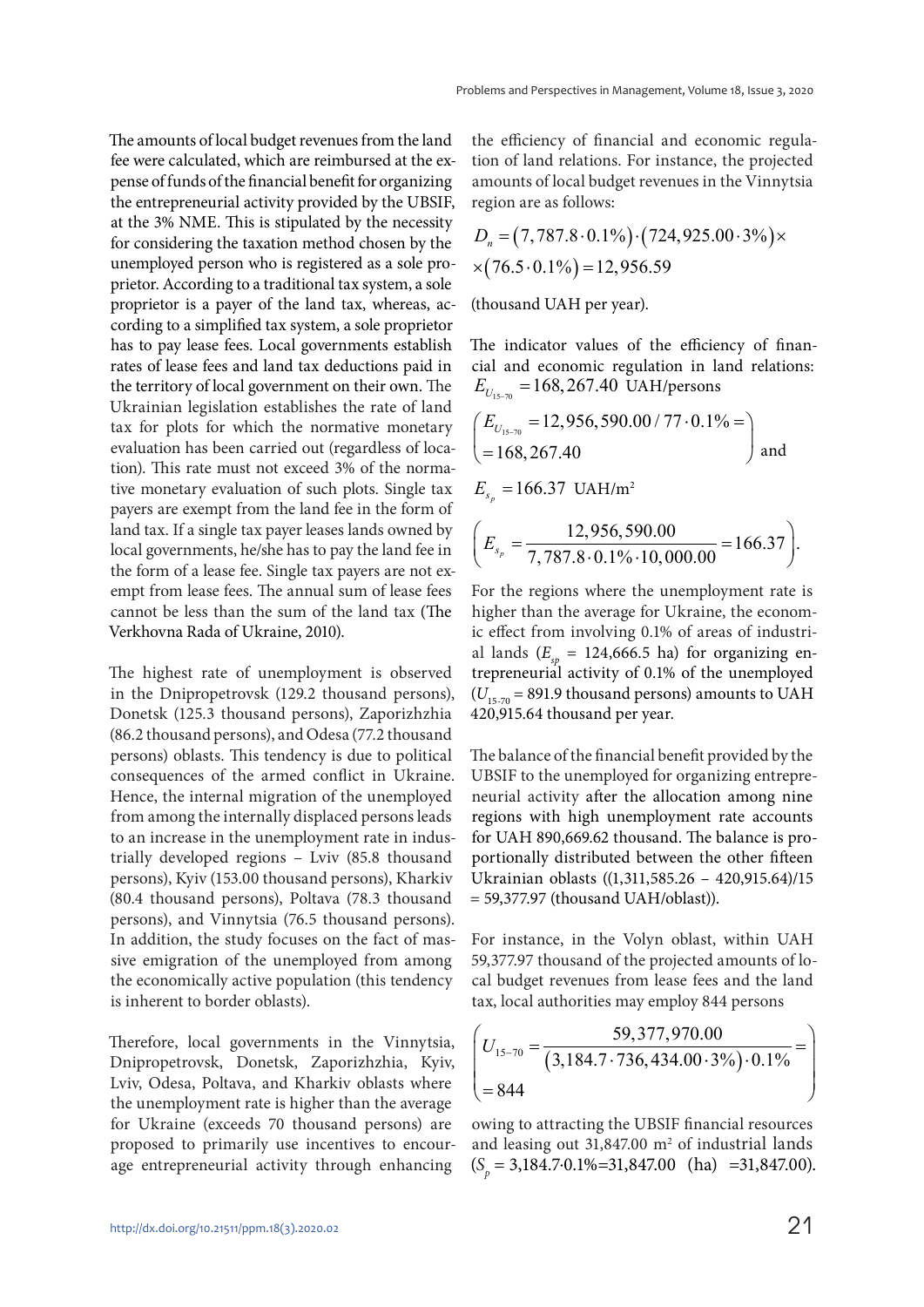The amounts of local budget revenues from the land fee were calculated, which are reimbursed at the expense of funds of the financial benefit for organizing the entrepreneurial activity provided by the UBSIF, at the 3% NME. This is stipulated by the necessity for considering the taxation method chosen by the unemployed person who is registered as a sole proprietor. According to a traditional tax system, a sole proprietor is a payer of the land tax, whereas, according to a simplified tax system, a sole proprietor has to pay lease fees. Local governments establish rates of lease fees and land tax deductions paid in the territory of local government on their own. The Ukrainian legislation establishes the rate of land tax for plots for which the normative monetary evaluation has been carried out (regardless of location). This rate must not exceed 3% of the normative monetary evaluation of such plots. Single tax payers are exempt from the land fee in the form of land tax. If a single tax payer leases lands owned by local governments, he/she has to pay the land fee in the form of a lease fee. Single tax payers are not exempt from lease fees. The annual sum of lease fees cannot be less than the sum of the land tax (The Verkhovna Rada of Ukraine, 2010).

The highest rate of unemployment is observed in the Dnipropetrovsk (129.2 thousand persons), Donetsk (125.3 thousand persons), Zaporizhzhia (86.2 thousand persons), and Odesa (77.2 thousand persons) oblasts. This tendency is due to political consequences of the armed conflict in Ukraine. Hence, the internal migration of the unemployed from among the internally displaced persons leads to an increase in the unemployment rate in industrially developed regions – Lviv (85.8 thousand persons), Kyiv (153.00 thousand persons), Kharkiv (80.4 thousand persons), Poltava (78.3 thousand persons), and Vinnytsia (76.5 thousand persons). In addition, the study focuses on the fact of massive emigration of the unemployed from among the economically active population (this tendency is inherent to border oblasts).

Therefore, local governments in the Vinnytsia, Dnipropetrovsk, Donetsk, Zaporizhzhia, Kyiv, Lviv, Odesa, Poltava, and Kharkiv oblasts where the unemployment rate is higher than the average for Ukraine (exceeds 70 thousand persons) are proposed to primarily use incentives to encourage entrepreneurial activity through enhancing the efficiency of financial and economic regulation of land relations. For instance, the projected amounts of local budget revenues in the Vinnytsia region are as follows:

$$D_n = (7,787.8 \cdot 0.1\%) \cdot (724,925.00 \cdot 3\%) \times \times (76.5 \cdot 0.1\%) = 12,956.59$$

(thousand UAH per year).

The indicator values of the efficiency of financial and economic regulation in land relations: $E_{U_{15-70}} = 168,267.40$ UAH/persons

$$\left( E_{U_{15-70}} = 12,956,590.00 / 77 \cdot 0.1\% = = 168,267.40 \right)$$ and

$E_{s_p} = 166.37$ UAH/m²

$$\left( E_{s_p} = \frac{12,956,590.00}{7,787.8 \cdot 0.1\% \cdot 10,000.00} = 166.37 \right).$$

For the regions where the unemployment rate is higher than the average for Ukraine, the economic effect from involving 0.1% of areas of industrial lands ($E_{sp}$ = 124,666.5 ha) for organizing entrepreneurial activity of 0.1% of the unemployed ($U_{15-70}$ = 891.9 thousand persons) amounts to UAH 420,915.64 thousand per year.

The balance of the financial benefit provided by the UBSIF to the unemployed for organizing entrepreneurial activity after the allocation among nine regions with high unemployment rate accounts for UAH 890,669.62 thousand. The balance is proportionally distributed between the other fifteen Ukrainian oblasts ((1,311,585.26 – 420,915.64)/15 = 59,377.97 (thousand UAH/oblast)).

For instance, in the Volyn oblast, within UAH 59,377.97 thousand of the projected amounts of local budget revenues from lease fees and the land tax, local authorities may employ 844 persons

$$\left( U_{15-70} = \frac{59,377,970.00}{(3,184.7 \cdot 736,434.00 \cdot 3\%) \cdot 0.1\%} = = 844 \right)$$

owing to attracting the UBSIF financial resources and leasing out 31,847.00 m² of industrial lands ($S_p$ = 3,184.7·0.1%=31,847.00 (ha) =31,847.00).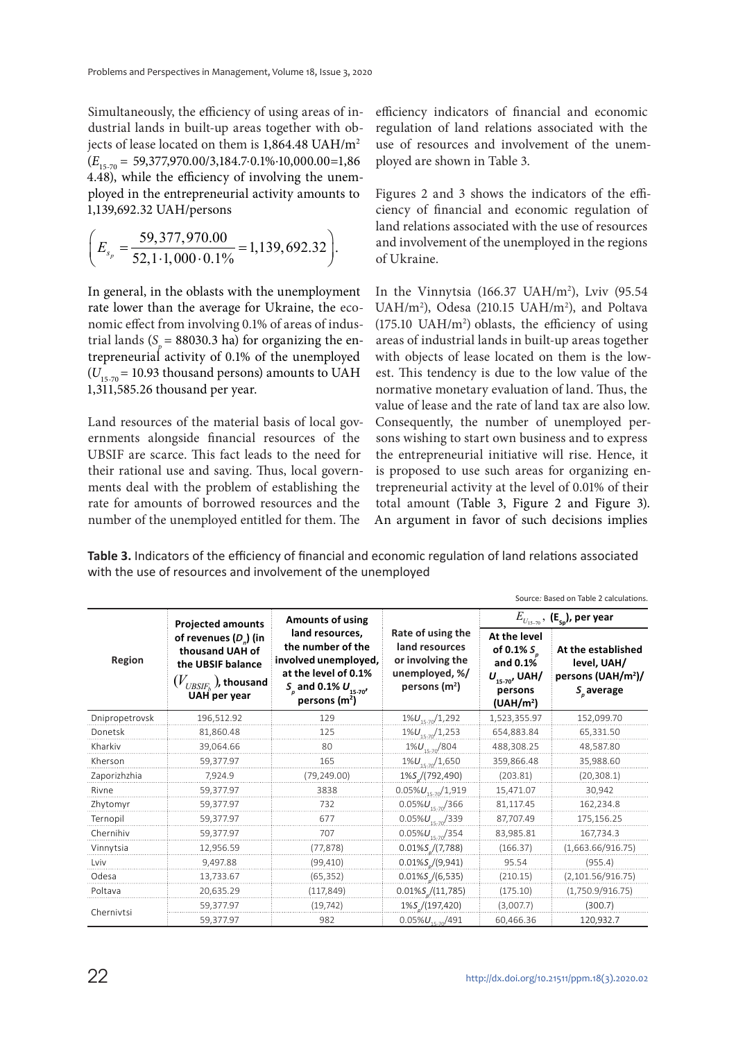Simultaneously, the efficiency of using areas of industrial lands in built-up areas together with objects of lease located on them is 1,864.48 UAH/m² ($E_{15\text{-}70}$ = 59,377,970.00/3,184.7·0.1%·10,000.00=1,864.48), while the efficiency of involving the unemployed in the entrepreneurial activity amounts to 1,139,692.32 UAH/persons

$$\left( E_{s_p} = \frac{59,377,970.00}{52,1 \cdot 1,000 \cdot 0.1\%} = 1,139,692.32 \right).$$

In general, in the oblasts with the unemployment rate lower than the average for Ukraine, the economic effect from involving 0.1% of areas of industrial lands ($S_p$ = 88030.3 ha) for organizing the entrepreneurial activity of 0.1% of the unemployed ($U_{15\text{-}70}$ = 10.93 thousand persons) amounts to UAH 1,311,585.26 thousand per year.

Land resources of the material basis of local governments alongside financial resources of the UBSIF are scarce. This fact leads to the need for their rational use and saving. Thus, local governments deal with the problem of establishing the rate for amounts of borrowed resources and the number of the unemployed entitled for them. The efficiency indicators of financial and economic regulation of land relations associated with the use of resources and involvement of the unemployed are shown in Table 3.

Figures 2 and 3 shows the indicators of the efficiency of financial and economic regulation of land relations associated with the use of resources and involvement of the unemployed in the regions of Ukraine.

In the Vinnytsia (166.37 UAH/m²), Lviv (95.54 UAH/m²), Odesa (210.15 UAH/m²), and Poltava (175.10 UAH/m²) oblasts, the efficiency of using areas of industrial lands in built-up areas together with objects of lease located on them is the lowest. This tendency is due to the low value of the normative monetary evaluation of land. Thus, the value of lease and the rate of land tax are also low. Consequently, the number of unemployed persons wishing to start own business and to express the entrepreneurial initiative will rise. Hence, it is proposed to use such areas for organizing entrepreneurial activity at the level of 0.01% of their total amount (Table 3, Figure 2 and Figure 3). An argument in favor of such decisions implies

**Table 3.** Indicators of the efficiency of financial and economic regulation of land relations associated with the use of resources and involvement of the unemployed

Source: Based on Table 2 calculations.

| Region | Projected amounts of revenues ($D_p$) (in thousand UAH of the UBSIF balance ($V_{UBSIF_b}$), thousand UAH per year | Amounts of using land resources, the number of the involved unemployed, at the level of 0.1% $S_p$ and 0.1% $U_{15\text{-}70}$, persons (m²) | Rate of using the land resources or involving the unemployed, %/ persons (m²) | $E_{U_{15\text{-}70}}$, ($E_{Sp}$), per year | |
|---|---|---|---|---|---|
| | | | | At the level of 0.1% $S_p$ and 0.1% $U_{15\text{-}70}$, UAH/ persons (UAH/m²) | At the established level, UAH/ persons (UAH/m²)/ $S_p$ average |
| Dnipropetrovsk | 196,512.92 | 129 | 1%$U_{15\text{-}70}$/1,292 | 1,523,355.97 | 152,099.70 |
| Donetsk | 81,860.48 | 125 | 1%$U_{15\text{-}70}$/1,253 | 654,883.84 | 65,331.50 |
| Kharkiv | 39,064.66 | 80 | 1%$U_{15\text{-}70}$/804 | 488,308.25 | 48,587.80 |
| Kherson | 59,377.97 | 165 | 1%$U_{15\text{-}70}$/1,650 | 359,866.48 | 35,988.60 |
| Zaporizhzhia | 7,924.9 | (79,249.00) | 1%$S_p$/(792,490) | (203.81) | (20,308.1) |
| Rivne | 59,377.97 | 3838 | 0.05%$U_{15\text{-}70}$/1,919 | 15,471.07 | 30,942 |
| Zhytomyr | 59,377.97 | 732 | 0.05%$U_{15\text{-}70}$/366 | 81,117.45 | 162,234.8 |
| Ternopil | 59,377.97 | 677 | 0.05%$U_{15\text{-}70}$/339 | 87,707.49 | 175,156.25 |
| Chernihiv | 59,377.97 | 707 | 0.05%$U_{15\text{-}70}$/354 | 83,985.81 | 167,734.3 |
| Vinnytsia | 12,956.59 | (77,878) | 0.01%$S_p$/(7,788) | (166.37) | (1,663.66/916.75) |
| Lviv | 9,497.88 | (99,410) | 0.01%$S_p$/(9,941) | 95.54 | (955.4) |
| Odesa | 13,733.67 | (65,352) | 0.01%$S_p$/(6,535) | (210.15) | (2,101.56/916.75) |
| Poltava | 20,635.29 | (117,849) | 0.01%$S_p$/(11,785) | (175.10) | (1,750.9/916.75) |
| Chernivtsi | 59,377.97 | (19,742) | 1%$S_p$/(197,420) | (3,007.7) | (300.7) |
| | 59,377.97 | 982 | 0.05%$U_{15\text{-}70}$/491 | 60,466.36 | 120,932.7 |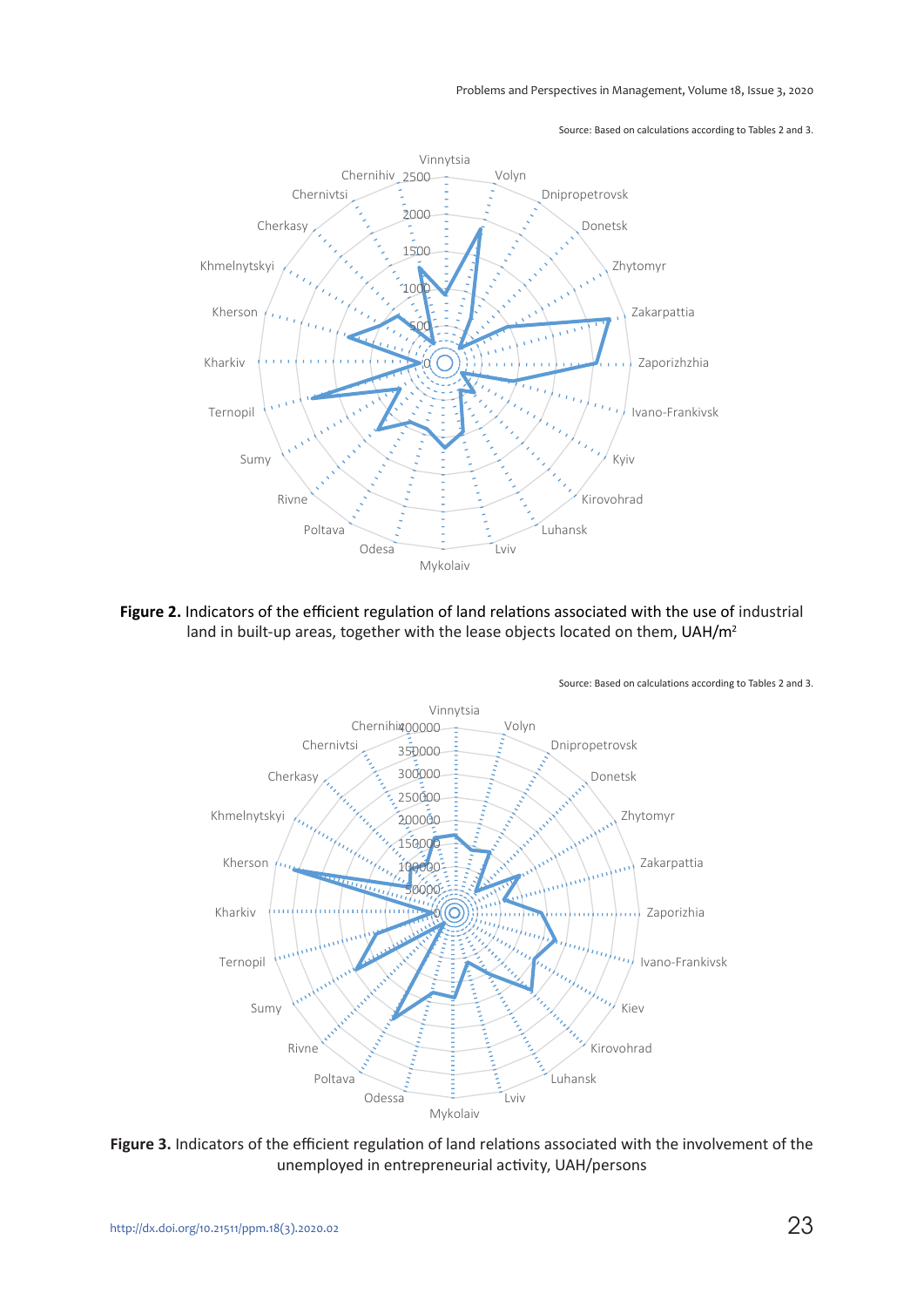Source: Based on calculations according to Tables 2 and 3.

**Figure 2.** Indicators of the efficient regulation of land relations associated with the use of industrial land in built-up areas, together with the lease objects located on them, UAH/m$^2$

Source: Based on calculations according to Tables 2 and 3.

**Figure 3.** Indicators of the efficient regulation of land relations associated with the involvement of the unemployed in entrepreneurial activity, UAH/persons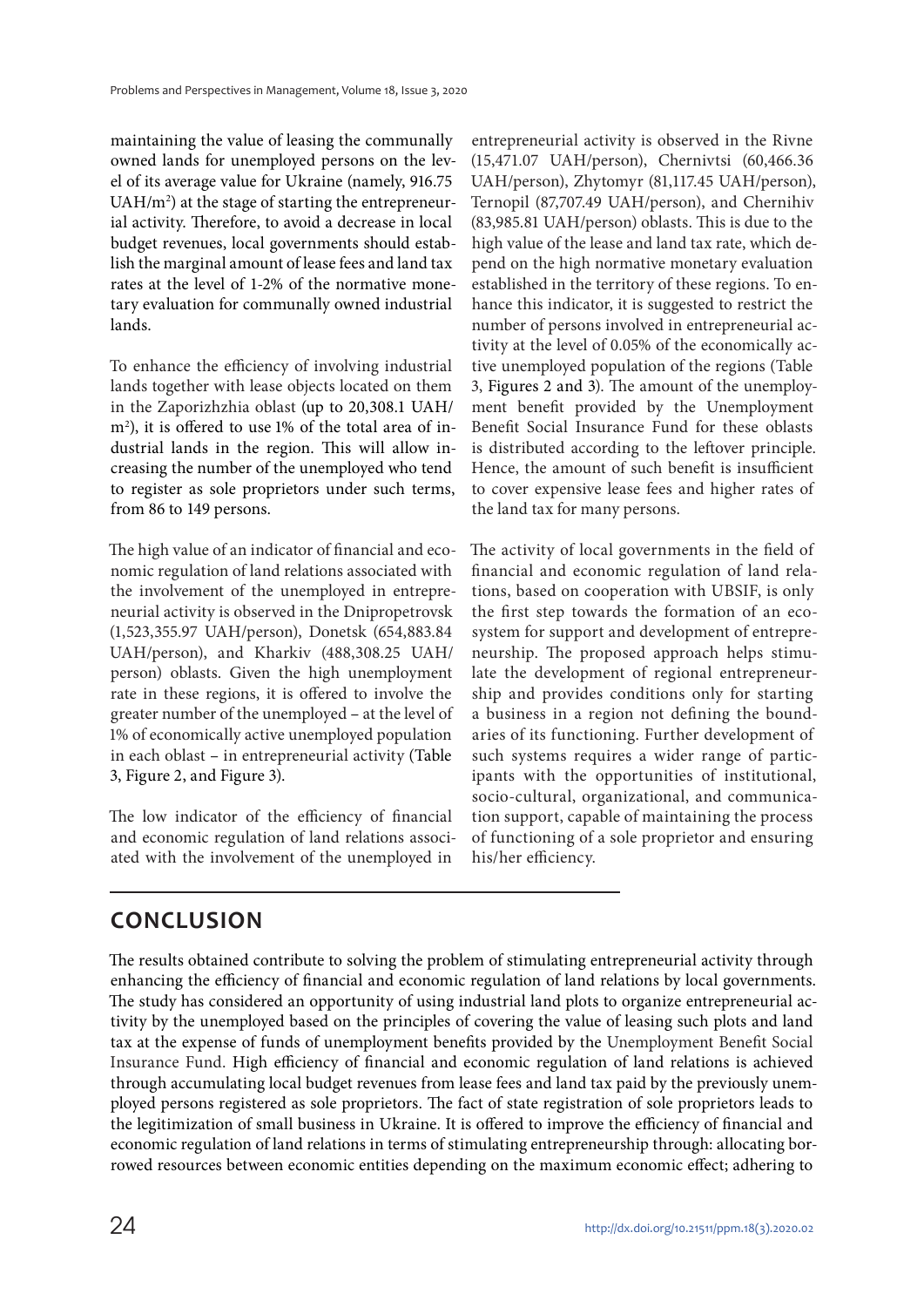maintaining the value of leasing the communally owned lands for unemployed persons on the level of its average value for Ukraine (namely, 916.75 UAH/$m^2$) at the stage of starting the entrepreneurial activity. Therefore, to avoid a decrease in local budget revenues, local governments should establish the marginal amount of lease fees and land tax rates at the level of 1-2% of the normative monetary evaluation for communally owned industrial lands.

To enhance the efficiency of involving industrial lands together with lease objects located on them in the Zaporizhzhia oblast (up to 20,308.1 UAH/$m^2$), it is offered to use 1% of the total area of industrial lands in the region. This will allow increasing the number of the unemployed who tend to register as sole proprietors under such terms, from 86 to 149 persons.

The high value of an indicator of financial and economic regulation of land relations associated with the involvement of the unemployed in entrepreneurial activity is observed in the Dnipropetrovsk (1,523,355.97 UAH/person), Donetsk (654,883.84 UAH/person), and Kharkiv (488,308.25 UAH/person) oblasts. Given the high unemployment rate in these regions, it is offered to involve the greater number of the unemployed – at the level of 1% of economically active unemployed population in each oblast – in entrepreneurial activity (Table 3, Figure 2, and Figure 3).

The low indicator of the efficiency of financial and economic regulation of land relations associated with the involvement of the unemployed in entrepreneurial activity is observed in the Rivne (15,471.07 UAH/person), Chernivtsi (60,466.36 UAH/person), Zhytomyr (81,117.45 UAH/person), Ternopil (87,707.49 UAH/person), and Chernihiv (83,985.81 UAH/person) oblasts. This is due to the high value of the lease and land tax rate, which depend on the high normative monetary evaluation established in the territory of these regions. To enhance this indicator, it is suggested to restrict the number of persons involved in entrepreneurial activity at the level of 0.05% of the economically active unemployed population of the regions (Table 3, Figures 2 and 3). The amount of the unemployment benefit provided by the Unemployment Benefit Social Insurance Fund for these oblasts is distributed according to the leftover principle. Hence, the amount of such benefit is insufficient to cover expensive lease fees and higher rates of the land tax for many persons.

The activity of local governments in the field of financial and economic regulation of land relations, based on cooperation with UBSIF, is only the first step towards the formation of an ecosystem for support and development of entrepreneurship. The proposed approach helps stimulate the development of regional entrepreneurship and provides conditions only for starting a business in a region not defining the boundaries of its functioning. Further development of such systems requires a wider range of participants with the opportunities of institutional, socio-cultural, organizational, and communication support, capable of maintaining the process of functioning of a sole proprietor and ensuring his/her efficiency.

## CONCLUSION

The results obtained contribute to solving the problem of stimulating entrepreneurial activity through enhancing the efficiency of financial and economic regulation of land relations by local governments. The study has considered an opportunity of using industrial land plots to organize entrepreneurial activity by the unemployed based on the principles of covering the value of leasing such plots and land tax at the expense of funds of unemployment benefits provided by the Unemployment Benefit Social Insurance Fund. High efficiency of financial and economic regulation of land relations is achieved through accumulating local budget revenues from lease fees and land tax paid by the previously unemployed persons registered as sole proprietors. The fact of state registration of sole proprietors leads to the legitimization of small business in Ukraine. It is offered to improve the efficiency of financial and economic regulation of land relations in terms of stimulating entrepreneurship through: allocating borrowed resources between economic entities depending on the maximum economic effect; adhering to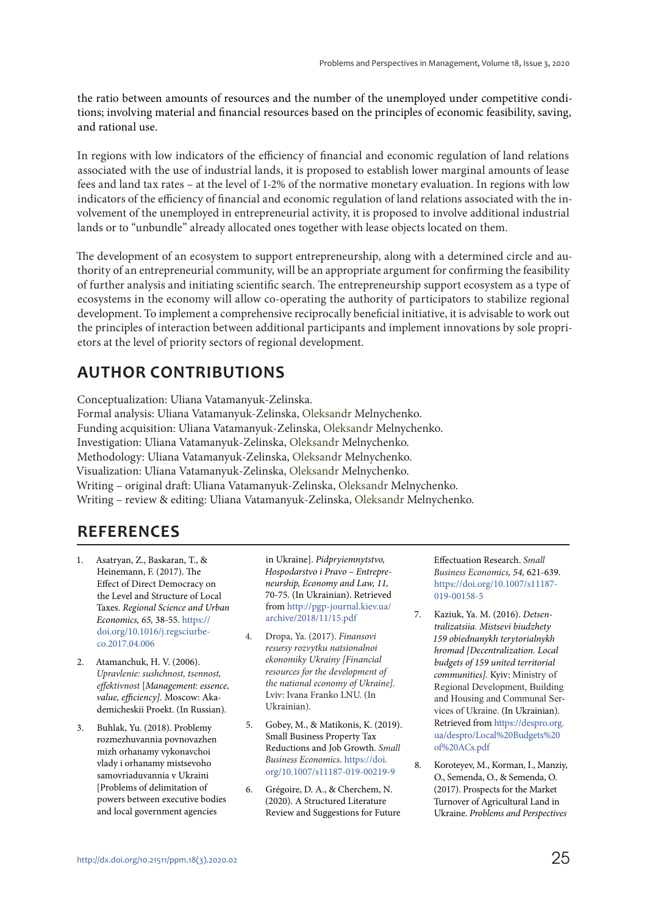the ratio between amounts of resources and the number of the unemployed under competitive conditions; involving material and financial resources based on the principles of economic feasibility, saving, and rational use.

In regions with low indicators of the efficiency of financial and economic regulation of land relations associated with the use of industrial lands, it is proposed to establish lower marginal amounts of lease fees and land tax rates – at the level of 1-2% of the normative monetary evaluation. In regions with low indicators of the efficiency of financial and economic regulation of land relations associated with the involvement of the unemployed in entrepreneurial activity, it is proposed to involve additional industrial lands or to "unbundle" already allocated ones together with lease objects located on them.

The development of an ecosystem to support entrepreneurship, along with a determined circle and authority of an entrepreneurial community, will be an appropriate argument for confirming the feasibility of further analysis and initiating scientific search. The entrepreneurship support ecosystem as a type of ecosystems in the economy will allow co-operating the authority of participators to stabilize regional development. To implement a comprehensive reciprocally beneficial initiative, it is advisable to work out the principles of interaction between additional participants and implement innovations by sole proprietors at the level of priority sectors of regional development.

## AUTHOR CONTRIBUTIONS

Conceptualization: Uliana Vatamanyuk-Zelinska.
Formal analysis: Uliana Vatamanyuk-Zelinska, Oleksandr Melnychenko.
Funding acquisition: Uliana Vatamanyuk-Zelinska, Oleksandr Melnychenko.
Investigation: Uliana Vatamanyuk-Zelinska, Oleksandr Melnychenko.
Methodology: Uliana Vatamanyuk-Zelinska, Oleksandr Melnychenko.
Visualization: Uliana Vatamanyuk-Zelinska, Oleksandr Melnychenko.
Writing – original draft: Uliana Vatamanyuk-Zelinska, Oleksandr Melnychenko.
Writing – review & editing: Uliana Vatamanyuk-Zelinska, Oleksandr Melnychenko.

## REFERENCES

1. Asatryan, Z., Baskaran, T., & Heinemann, F. (2017). The Effect of Direct Democracy on the Level and Structure of Local Taxes. *Regional Science and Urban Economics, 65,* 38-55. https://doi.org/10.1016/j.regsciurbeco.2017.04.006
2. Atamanchuk, H. V. (2006). *Upravlenie: sushchnost, tsennost, effektivnost* [*Management: essence, value, efficiency*]. Moscow: Akademicheskii Proekt. (In Russian).
3. Buhlak, Yu. (2018). Problemy rozmezhuvannia povnovazhen mizh orhanamy vykonavchoi vlady i orhanamy mistsevoho samovriaduvannia v Ukraini [Problems of delimitation of powers between executive bodies and local government agencies in Ukraine]. *Pidpryiemnytstvo, Hospodarstvo i Pravo – Entrepreneurship, Economy and Law, 11,* 70-75. (In Ukrainian). Retrieved from http://pgp-journal.kiev.ua/archive/2018/11/15.pdf
4. Dropa, Ya. (2017). *Finansovi resursy rozvytku natsionalnoi ekonomiky Ukrainy [Financial resources for the development of the national economy of Ukraine].* Lviv: Ivana Franko LNU. (In Ukrainian).
5. Gobey, M., & Matikonis, K. (2019). Small Business Property Tax Reductions and Job Growth. *Small Business Economics*. https://doi.org/10.1007/s11187-019-00219-9
6. Grégoire, D. A., & Cherchem, N. (2020). A Structured Literature Review and Suggestions for Future Effectuation Research. *Small Business Economics, 54,* 621-639. https://doi.org/10.1007/s11187-019-00158-5
7. Kaziuk, Ya. M. (2016). *Detsentralizatsiia. Mistsevi biudzhety 159 obiednanykh terytorialnykh hromad [Decentralization. Local budgets of 159 united territorial communities].* Kyiv: Ministry of Regional Development, Building and Housing and Communal Services of Ukraine. (In Ukrainian). Retrieved from https://despro.org.ua/despro/Local%20Budgets%20of%20ACs.pdf
8. Koroteyev, M., Korman, I., Manziy, O., Semenda, O., & Semenda, O. (2017). Prospects for the Market Turnover of Agricultural Land in Ukraine. *Problems and Perspectives*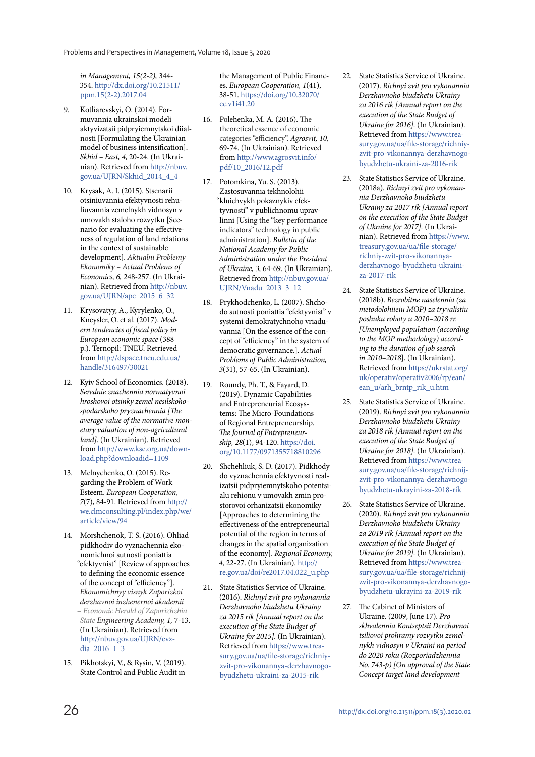*in Management, 15(2-2),* 344-354. http://dx.doi.org/10.21511/ppm.15(2-2).2017.04

9. Kotliarevskyi, O. (2014). Formuvannia ukrainskoi modeli aktyvizatsii pidpryiemnytskoi diialnosti [Formulating the Ukrainian model of business intensification]. *Skhid – East, 4,* 20-24. (In Ukrainian). Retrieved from http://nbuv.gov.ua/UJRN/Skhid_2014_4_4

10. Krysak, A. I. (2015). Stsenarii otsiniuvannia efektyvnosti rehuliuvannia zemelnykh vidnosyn v umovakh staloho rozvytku [Scenario for evaluating the effectiveness of regulation of land relations in the context of sustainable development]. *Aktualni Problemy Ekonomiky – Actual Problems of Economics, 6,* 248-257. (In Ukrainian). Retrieved from http://nbuv.gov.ua/UJRN/ape_2015_6_32

11. Krysovatyy, A., Kyrylenko, O., Kneysler, O. et al. (2017). *Modern tendencies of fiscal policy in European economic space* (388 p.). Ternopil: TNEU. Retrieved from http://dspace.tneu.edu.ua/handle/316497/30021

12. Kyiv School of Economics. (2018). *Serednie znachennia normatyvnoi hroshovoi otsinky zemel nesilskohospodarskoho pryznachennia [The average value of the normative monetary valuation of non-agricultural land].* (In Ukrainian). Retrieved from http://www.kse.org.ua/download.php?downloadid=1109

13. Melnychenko, O. (2015). Regarding the Problem of Work Esteem. *European Cooperation, 7*(7), 84-91. Retrieved from http://we.clmconsulting.pl/index.php/we/article/view/94

14. Morshchenok, T. S. (2016). Ohliad pidkhodiv do vyznachennia ekonomichnoi sutnosti poniattia "efektyvnist" [Review of approaches to defining the economic essence of the concept of "efficiency"]. *Ekonomichnyy visnyk Zaporizkoi derzhavnoi inzhenernoi akademii – Economic Herald of Zaporizhzhia State Engineering Academy, 1,* 7-13. (In Ukrainian). Retrieved from http://nbuv.gov.ua/UJRN/evzdia_2016_1_3

15. Pikhotskyi, V., & Rysin, V. (2019). State Control and Public Audit in the Management of Public Finances. *European Cooperation, 1*(41), 38-51. https://doi.org/10.32070/ec.v1i41.20

16. Polehenka, M. A. (2016). The theoretical essence of economic categories "efficiency". *Agrosvit, 10,* 69-74. (In Ukrainian). Retrieved from http://www.agrosvit.info/pdf/10_2016/12.pdf

17. Potomkina, Yu. S. (2013). Zastosuvannia tekhnolohii "kliuchvykh pokaznykiv efektyvnosti" v publichnomu upravlinni [Using the "key performance indicators" technology in public administration]. *Bulletin of the National Academy for Public Administration under the President of Ukraine, 3,* 64-69. (In Ukrainian). Retrieved from http://nbuv.gov.ua/UJRN/Vnadu_2013_3_12

18. Prykhodchenko, L. (2007). Shchodo sutnosti poniattia "efektyvnist" v systemi demokratychnoho vriaduvannia [On the essence of the concept of "efficiency" in the system of democratic governance.]. *Actual Problems of Public Administration, 3*(31), 57-65. (In Ukrainian).

19. Roundy, Ph. T., & Fayard, D. (2019). Dynamic Capabilities and Entrepreneurial Ecosystems: The Micro-Foundations of Regional Entrepreneurship. *The Journal of Entrepreneurship, 28*(1), 94-120. https://doi.org/10.1177/0971355718810296

20. Shchehliuk, S. D. (2017). Pidkhody do vyznachennia efektyvnosti realizatsii pidpryiemnytskoho potentsialu rehionu v umovakh zmin prostorovoi orhanizatsii ekonomiky [Approaches to determining the effectiveness of the entrepreneurial potential of the region in terms of changes in the spatial organization of the economy]. *Regional Economy, 4,* 22-27. (In Ukrainian). http://re.gov.ua/doi/re2017.04.022_u.php

21. State Statistics Service of Ukraine. (2016). *Richnyi zvit pro vykonannia Derzhavnoho biudzhetu Ukrainy za 2015 rik [Annual report on the execution of the State Budget of Ukraine for 2015].* (In Ukrainian). Retrieved from https://www.treasury.gov.ua/ua/file-storage/richniy-zvit-pro-vikonannya-derzhavnogo-byudzhetu-ukraini-za-2015-rik

22. State Statistics Service of Ukraine. (2017). *Richnyi zvit pro vykonannia Derzhavnoho biudzhetu Ukrainy za 2016 rik [Annual report on the execution of the State Budget of Ukraine for 2016].* (In Ukrainian). Retrieved from https://www.treasury.gov.ua/ua/file-storage/richniy-zvit-pro-vikonannya-derzhavnogo-byudzhetu-ukraini-za-2016-rik

23. State Statistics Service of Ukraine. (2018a). *Richnyi zvit pro vykonannia Derzhavnoho biudzhetu Ukrainy za 2017 rik [Annual report on the execution of the State Budget of Ukraine for 2017].* (In Ukrainian). Retrieved from https://www.treasury.gov.ua/ua/file-storage/richniy-zvit-pro-vikonannya-derzhavnogo-byudzhetu-ukraini-za-2017-rik

24. State Statistics Service of Ukraine. (2018b). *Bezrobitne naselennia (za metodolohiieiu MOP) za tryvalistiu poshuku roboty u 2010–2018 rr. [Unemployed population (according to the MOP methodology) according to the duration of job search in 2010–2018*]. (In Ukrainian). Retrieved from https://ukrstat.org/uk/operativ/operativ2006/rp/ean/ean_u/arh_brntp_rik_u.htm

25. State Statistics Service of Ukraine. (2019). *Richnyi zvit pro vykonannia Derzhavnoho biudzhetu Ukrainy za 2018 rik [Annual report on the execution of the State Budget of Ukraine for 2018].* (In Ukrainian). Retrieved from https://www.treasury.gov.ua/ua/file-storage/richnij-zvit-pro-vikonannya-derzhavnogo-byudzhetu-ukrayini-za-2018-rik

26. State Statistics Service of Ukraine. (2020). *Richnyi zvit pro vykonannia Derzhavnoho biudzhetu Ukrainy za 2019 rik [Annual report on the execution of the State Budget of Ukraine for 2019].* (In Ukrainian). Retrieved from https://www.treasury.gov.ua/ua/file-storage/richnij-zvit-pro-vikonannya-derzhavnogo-byudzhetu-ukrayini-za-2019-rik

27. The Cabinet of Ministers of Ukraine. (2009, June 17). *Pro skhvalennia Kontseptsii Derzhavnoi tsiliovoi prohramy rozvytku zemelnykh vidnosyn v Ukraini na period do 2020 roku (Rozporiadzhennia No. 743-p) [On approval of the State Concept target land development*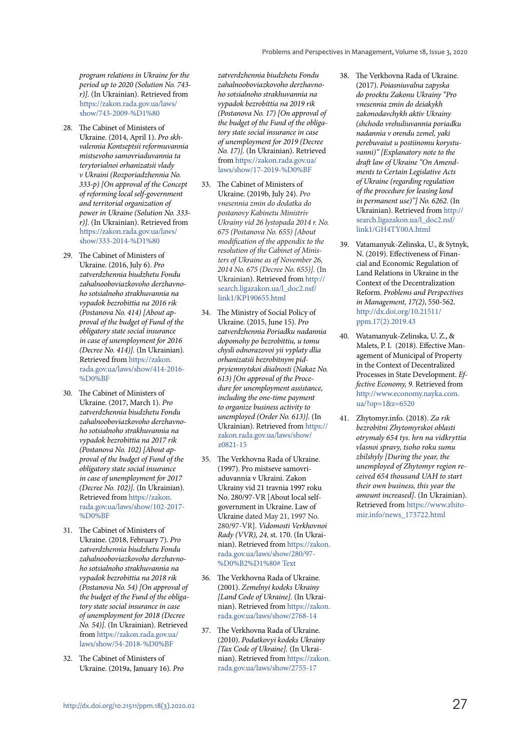*program relations in Ukraine for the period up to 2020 (Solution No. 743-r)].* (In Ukrainian). Retrieved from https://zakon.rada.gov.ua/laws/show/743-2009-%D1%80

28. The Cabinet of Ministers of Ukraine. (2014, April 1). *Pro skhvalennia Kontseptsii reformuvannia mistsevoho samovriaduvannia ta terytorialnoi orhanizatsii vlady v Ukraini (Rozporiadzhennia No. 333-p) [On approval of the Concept of reforming local self-government and territorial organization of power in Ukraine (Solution No. 333-r)].* (In Ukrainian). Retrieved from https://zakon.rada.gov.ua/laws/show/333-2014-%D1%80

29. The Cabinet of Ministers of Ukraine. (2016, July 6). *Pro zatverdzhennia biudzhetu Fondu zahalnooboviazkovoho derzhavnoho sotsialnoho strakhuvannia na vypadok bezrobittia na 2016 rik (Postanova No. 414) [About approval of the budget of Fund of the obligatory state social insurance in case of unemployment for 2016 (Decree No. 414)].* (In Ukrainian). Retrieved from https://zakon.rada.gov.ua/laws/show/414-2016-%D0%BF

30. The Cabinet of Ministers of Ukraine. (2017, March 1). *Pro zatverdzhennia biudzhetu Fondu zahalnooboviazkovoho derzhavnoho sotsialnoho strakhuvannia na vypadok bezrobittia na 2017 rik (Postanova No. 102) [About approval of the budget of Fund of the obligatory state social insurance in case of unemployment for 2017 (Decree No. 102)].* (In Ukrainian). Retrieved from https://zakon.rada.gov.ua/laws/show/102-2017-%D0%BF

31. The Cabinet of Ministers of Ukraine. (2018, February 7). *Pro zatverdzhennia biudzhetu Fondu zahalnooboviazkovoho derzhavnoho sotsialnoho strakhuvannia na vypadok bezrobittia na 2018 rik (Postanova No. 54) [On approval of the budget of the Fund of the obligatory state social insurance in case of unemployment for 2018 (Decree No. 54)].* (In Ukrainian). Retrieved from https://zakon.rada.gov.ua/laws/show/54-2018-%D0%BF

32. The Cabinet of Ministers of Ukraine. (2019a, January 16). *Pro zatverdzhennia biudzhetu Fondu zahalnooboviazkovoho derzhavnoho sotsialnoho strakhuvannia na vypadok bezrobittia na 2019 rik (Postanova No. 17) [On approval of the budget of the Fund of the obligatory state social insurance in case of unemployment for 2019 (Decree No. 17)].* (In Ukrainian). Retrieved from https://zakon.rada.gov.ua/laws/show/17-2019-%D0%BF

33. The Cabinet of Ministers of Ukraine. (2019b, July 24). *Pro vnesennia zmin do dodatka do postanovy Kabinetu Ministriv Ukrainy vid 26 lystopada 2014 r. No. 675 (Postanova No. 655) [About modification of the appendix to the resolution of the Cabinet of Ministers of Ukraine as of November 26, 2014 No. 675 (Decree No. 655)].* (In Ukrainian). Retrieved from http://search.ligazakon.ua/l_doc2.nsf/link1/KP190655.html

34. The Ministry of Social Policy of Ukraine. (2015, June 15). *Pro zatverdzhennia Poriadku nadannia dopomohy po bezrobittiu, u tomu chysli odnorazovoi yii vyplaty dlia orhanizatsii bezrobitnym pidpryiemnytskoi diialnosti (Nakaz No. 613) [On approval of the Procedure for unemployment assistance, including the one-time payment to organize business activity to unemployed (Order No. 613)].* (In Ukrainian). Retrieved from https://zakon.rada.gov.ua/laws/show/z0821-15

35. The Verkhovna Rada of Ukraine. (1997). Pro mistseve samovriaduvannia v Ukraini. Zakon Ukrainy vid 21 travnia 1997 roku No. 280/97-VR [About local self-government in Ukraine. Law of Ukraine dated May 21, 1997 No. 280/97-VR]. *Vidomosti Verkhovnoi Rady (VVR), 24*, st. 170. (In Ukrainian). Retrieved from https://zakon.rada.gov.ua/laws/show/280/97-%D0%B2%D1%80# Text

36. The Verkhovna Rada of Ukraine. (2001). *Zemelnyi kodeks Ukrainy [Land Code of Ukraine].* (In Ukrainian). Retrieved from https://zakon.rada.gov.ua/laws/show/2768-14

37. The Verkhovna Rada of Ukraine. (2010). *Podatkovyi kodeks Ukrainy [Tax Code of Ukraine].* (In Ukrainian). Retrieved from https://zakon.rada.gov.ua/laws/show/2755-17

38. The Verkhovna Rada of Ukraine. (2017). *Poiasniuvalna zapyska do proektu Zakonu Ukrainy "Pro vnesennia zmin do deiakykh zakonodavchykh aktiv Ukrainy (shchodo vrehuliuvannia poriadku nadannia v orendu zemel, yaki perebuvaiut u postiinomu korystuvanni)" [Explanatory note to the draft law of Ukraine "On Amendments to Certain Legislative Acts of Ukraine (regarding regulation of the procedure for leasing land in permanent use)"] No. 6262.* (In Ukrainian). Retrieved from http://search.ligazakon.ua/l_doc2.nsf/link1/GH4TY00A.html

39. Vatamanyuk-Zelinska, U., & Sytnyk, N. (2019). Effectiveness of Financial and Economic Regulation of Land Relations in Ukraine in the Context of the Decentralization Reform. *Problems and Perspectives in Management, 17(2)*, 550-562. http://dx.doi.org/10.21511/ppm.17(2).2019.43

40. Watamanyuk-Zelinska, U. Z., & Malets, P. I. (2018). Effective Management of Municipal of Property in the Context of Decentralized Processes in State Development. *Effective Economy, 9*. Retrieved from http://www.economy.nayka.com.ua/?op=1&z=6520

41. Zhytomyr.info. (2018). *Za rik bezrobitni Zhytomyrskoi oblasti otrymaly 654 tys. hrn na vidkryttia vlasnoi spravy, tsoho roku sumu zbilshyly [During the year, the unemployed of Zhytomyr region received 654 thousand UAH to start their own business, this year the amount increased].* (In Ukrainian). Retrieved from https://www.zhitomir.info/news_173722.html